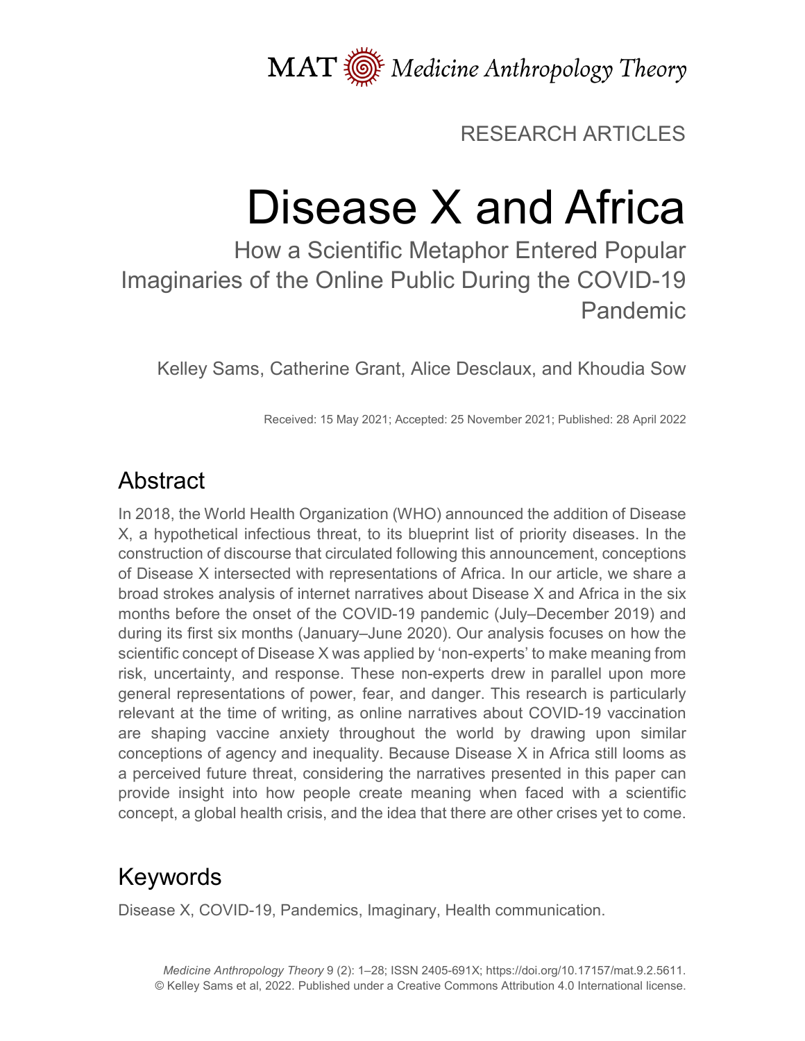RESEARCH ARTICLES

# Disease X and Africa

## How a Scientific Metaphor Entered Popular Imaginaries of the Online Public During the COVID-19 Pandemic

Kelley Sams, Catherine Grant, Alice Desclaux, and Khoudia Sow

Received: 15 May 2021; Accepted: 25 November 2021; Published: 28 April 2022

## Abstract

In 2018, the World Health Organization (WHO) announced the addition of Disease X, a hypothetical infectious threat, to its blueprint list of priority diseases. In the construction of discourse that circulated following this announcement, conceptions of Disease X intersected with representations of Africa. In our article, we share a broad strokes analysis of internet narratives about Disease X and Africa in the six months before the onset of the COVID-19 pandemic (July–December 2019) and during its first six months (January–June 2020). Our analysis focuses on how the scientific concept of Disease X was applied by 'non-experts' to make meaning from risk, uncertainty, and response. These non-experts drew in parallel upon more general representations of power, fear, and danger. This research is particularly relevant at the time of writing, as online narratives about COVID-19 vaccination are shaping vaccine anxiety throughout the world by drawing upon similar conceptions of agency and inequality. Because Disease X in Africa still looms as a perceived future threat, considering the narratives presented in this paper can provide insight into how people create meaning when faced with a scientific concept, a global health crisis, and the idea that there are other crises yet to come.

## Keywords

Disease X, COVID-19, Pandemics, Imaginary, Health communication.

*Medicine Anthropology Theory* 9 (2): 1–28; ISSN 2405-691X; https://doi.org/10.17157/mat.9.2.5611.
© Kelley Sams et al, 2022. Published under a Creative Commons Attribution 4.0 International license.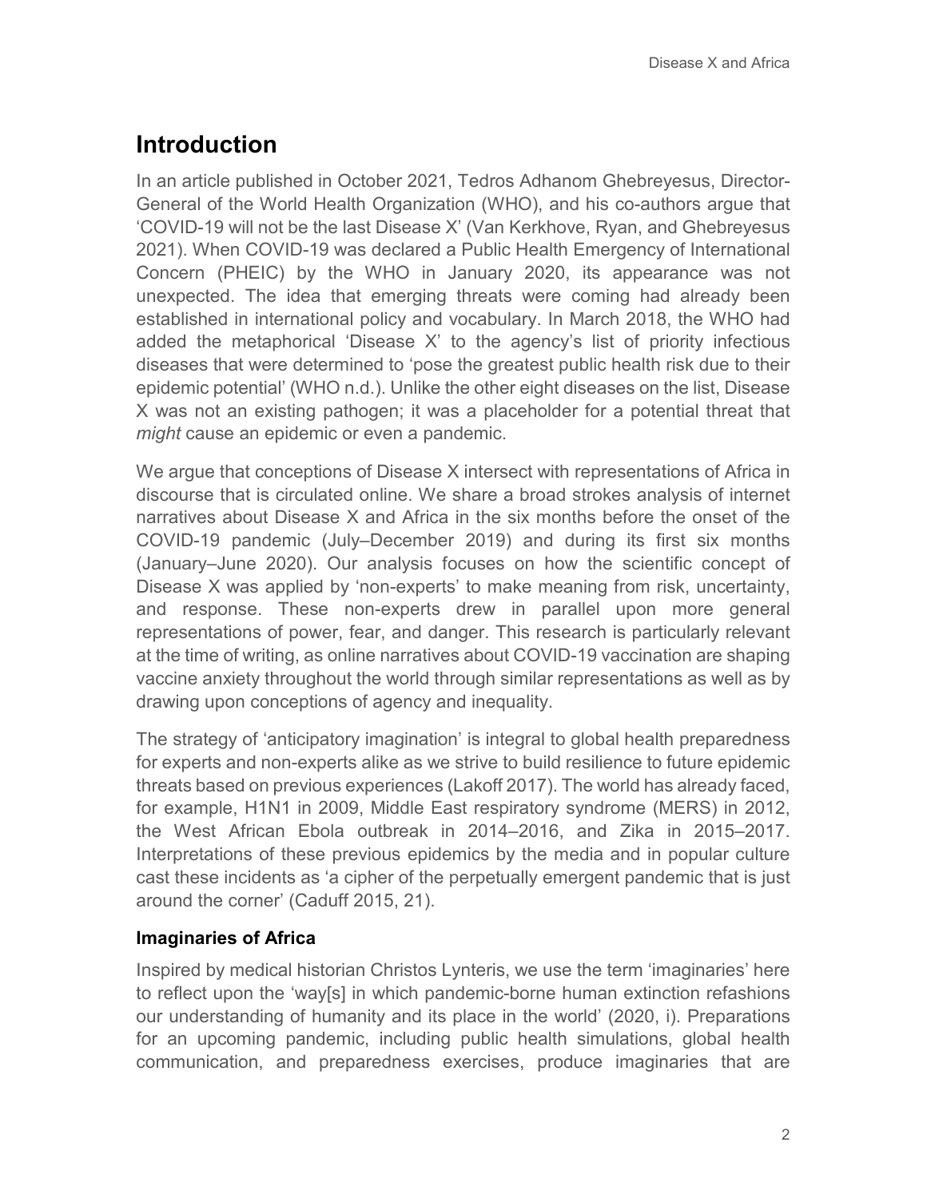## Introduction

In an article published in October 2021, Tedros Adhanom Ghebreyesus, Director-General of the World Health Organization (WHO), and his co-authors argue that 'COVID-19 will not be the last Disease X' (Van Kerkhove, Ryan, and Ghebreyesus 2021). When COVID-19 was declared a Public Health Emergency of International Concern (PHEIC) by the WHO in January 2020, its appearance was not unexpected. The idea that emerging threats were coming had already been established in international policy and vocabulary. In March 2018, the WHO had added the metaphorical 'Disease X' to the agency's list of priority infectious diseases that were determined to 'pose the greatest public health risk due to their epidemic potential' (WHO n.d.). Unlike the other eight diseases on the list, Disease X was not an existing pathogen; it was a placeholder for a potential threat that *might* cause an epidemic or even a pandemic.

We argue that conceptions of Disease X intersect with representations of Africa in discourse that is circulated online. We share a broad strokes analysis of internet narratives about Disease X and Africa in the six months before the onset of the COVID-19 pandemic (July–December 2019) and during its first six months (January–June 2020). Our analysis focuses on how the scientific concept of Disease X was applied by 'non-experts' to make meaning from risk, uncertainty, and response. These non-experts drew in parallel upon more general representations of power, fear, and danger. This research is particularly relevant at the time of writing, as online narratives about COVID-19 vaccination are shaping vaccine anxiety throughout the world through similar representations as well as by drawing upon conceptions of agency and inequality.

The strategy of 'anticipatory imagination' is integral to global health preparedness for experts and non-experts alike as we strive to build resilience to future epidemic threats based on previous experiences (Lakoff 2017). The world has already faced, for example, H1N1 in 2009, Middle East respiratory syndrome (MERS) in 2012, the West African Ebola outbreak in 2014–2016, and Zika in 2015–2017. Interpretations of these previous epidemics by the media and in popular culture cast these incidents as 'a cipher of the perpetually emergent pandemic that is just around the corner' (Caduff 2015, 21).

### Imaginaries of Africa

Inspired by medical historian Christos Lynteris, we use the term 'imaginaries' here to reflect upon the 'way[s] in which pandemic-borne human extinction refashions our understanding of humanity and its place in the world' (2020, i). Preparations for an upcoming pandemic, including public health simulations, global health communication, and preparedness exercises, produce imaginaries that are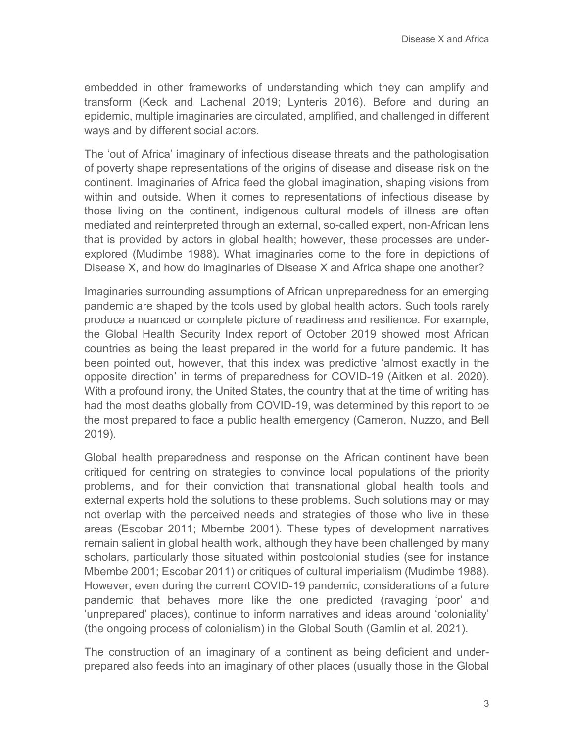embedded in other frameworks of understanding which they can amplify and transform (Keck and Lachenal 2019; Lynteris 2016). Before and during an epidemic, multiple imaginaries are circulated, amplified, and challenged in different ways and by different social actors.

The 'out of Africa' imaginary of infectious disease threats and the pathologisation of poverty shape representations of the origins of disease and disease risk on the continent. Imaginaries of Africa feed the global imagination, shaping visions from within and outside. When it comes to representations of infectious disease by those living on the continent, indigenous cultural models of illness are often mediated and reinterpreted through an external, so-called expert, non-African lens that is provided by actors in global health; however, these processes are under-explored (Mudimbe 1988). What imaginaries come to the fore in depictions of Disease X, and how do imaginaries of Disease X and Africa shape one another?

Imaginaries surrounding assumptions of African unpreparedness for an emerging pandemic are shaped by the tools used by global health actors. Such tools rarely produce a nuanced or complete picture of readiness and resilience. For example, the Global Health Security Index report of October 2019 showed most African countries as being the least prepared in the world for a future pandemic. It has been pointed out, however, that this index was predictive 'almost exactly in the opposite direction' in terms of preparedness for COVID-19 (Aitken et al. 2020). With a profound irony, the United States, the country that at the time of writing has had the most deaths globally from COVID-19, was determined by this report to be the most prepared to face a public health emergency (Cameron, Nuzzo, and Bell 2019).

Global health preparedness and response on the African continent have been critiqued for centring on strategies to convince local populations of the priority problems, and for their conviction that transnational global health tools and external experts hold the solutions to these problems. Such solutions may or may not overlap with the perceived needs and strategies of those who live in these areas (Escobar 2011; Mbembe 2001). These types of development narratives remain salient in global health work, although they have been challenged by many scholars, particularly those situated within postcolonial studies (see for instance Mbembe 2001; Escobar 2011) or critiques of cultural imperialism (Mudimbe 1988). However, even during the current COVID-19 pandemic, considerations of a future pandemic that behaves more like the one predicted (ravaging 'poor' and 'unprepared' places), continue to inform narratives and ideas around 'coloniality' (the ongoing process of colonialism) in the Global South (Gamlin et al. 2021).

The construction of an imaginary of a continent as being deficient and under-prepared also feeds into an imaginary of other places (usually those in the Global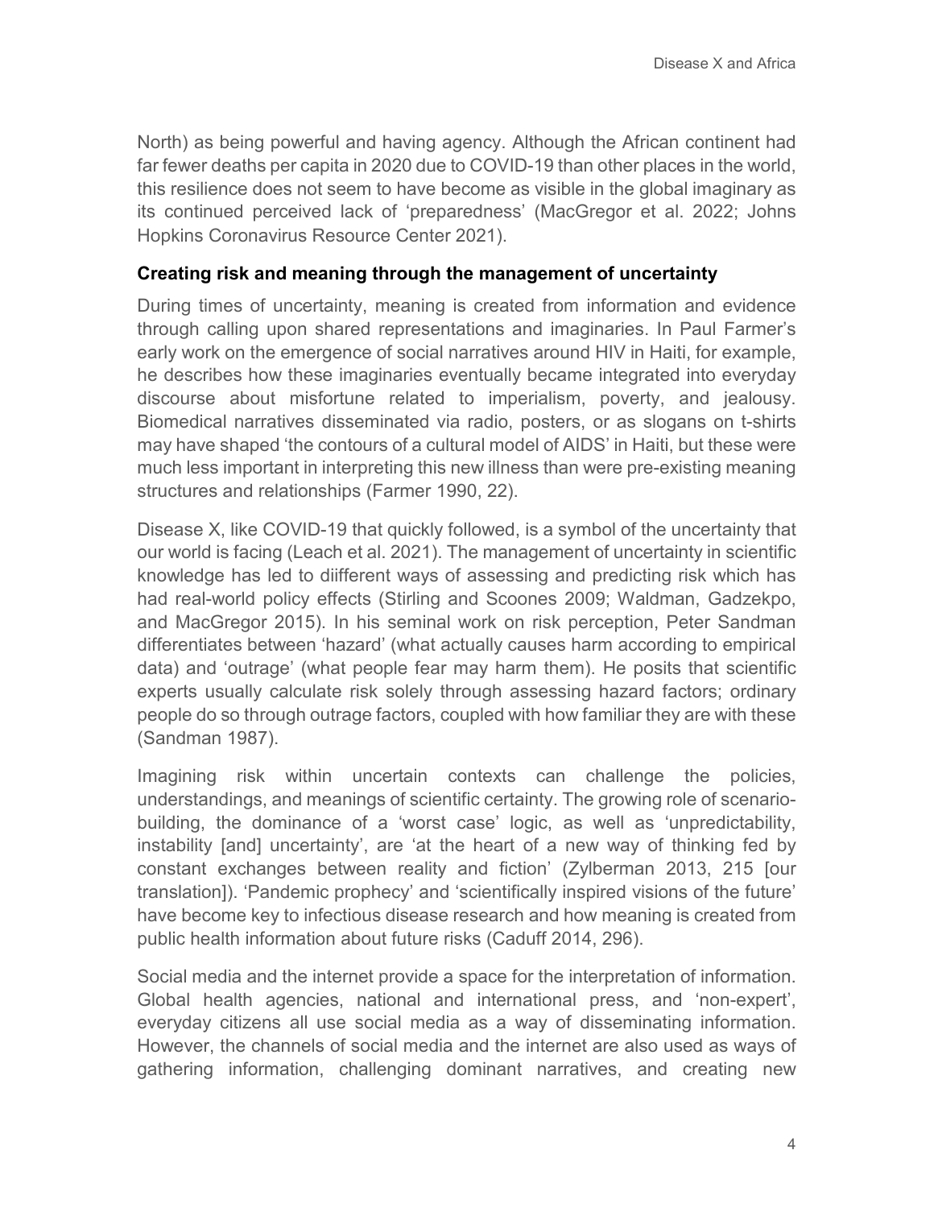North) as being powerful and having agency. Although the African continent had far fewer deaths per capita in 2020 due to COVID-19 than other places in the world, this resilience does not seem to have become as visible in the global imaginary as its continued perceived lack of 'preparedness' (MacGregor et al. 2022; Johns Hopkins Coronavirus Resource Center 2021).

### Creating risk and meaning through the management of uncertainty

During times of uncertainty, meaning is created from information and evidence through calling upon shared representations and imaginaries. In Paul Farmer's early work on the emergence of social narratives around HIV in Haiti, for example, he describes how these imaginaries eventually became integrated into everyday discourse about misfortune related to imperialism, poverty, and jealousy. Biomedical narratives disseminated via radio, posters, or as slogans on t-shirts may have shaped 'the contours of a cultural model of AIDS' in Haiti, but these were much less important in interpreting this new illness than were pre-existing meaning structures and relationships (Farmer 1990, 22).

Disease X, like COVID-19 that quickly followed, is a symbol of the uncertainty that our world is facing (Leach et al. 2021). The management of uncertainty in scientific knowledge has led to diifferent ways of assessing and predicting risk which has had real-world policy effects (Stirling and Scoones 2009; Waldman, Gadzekpo, and MacGregor 2015). In his seminal work on risk perception, Peter Sandman differentiates between 'hazard' (what actually causes harm according to empirical data) and 'outrage' (what people fear may harm them). He posits that scientific experts usually calculate risk solely through assessing hazard factors; ordinary people do so through outrage factors, coupled with how familiar they are with these (Sandman 1987).

Imagining risk within uncertain contexts can challenge the policies, understandings, and meanings of scientific certainty. The growing role of scenario-building, the dominance of a 'worst case' logic, as well as 'unpredictability, instability [and] uncertainty', are 'at the heart of a new way of thinking fed by constant exchanges between reality and fiction' (Zylberman 2013, 215 [our translation]). 'Pandemic prophecy' and 'scientifically inspired visions of the future' have become key to infectious disease research and how meaning is created from public health information about future risks (Caduff 2014, 296).

Social media and the internet provide a space for the interpretation of information. Global health agencies, national and international press, and 'non-expert', everyday citizens all use social media as a way of disseminating information. However, the channels of social media and the internet are also used as ways of gathering information, challenging dominant narratives, and creating new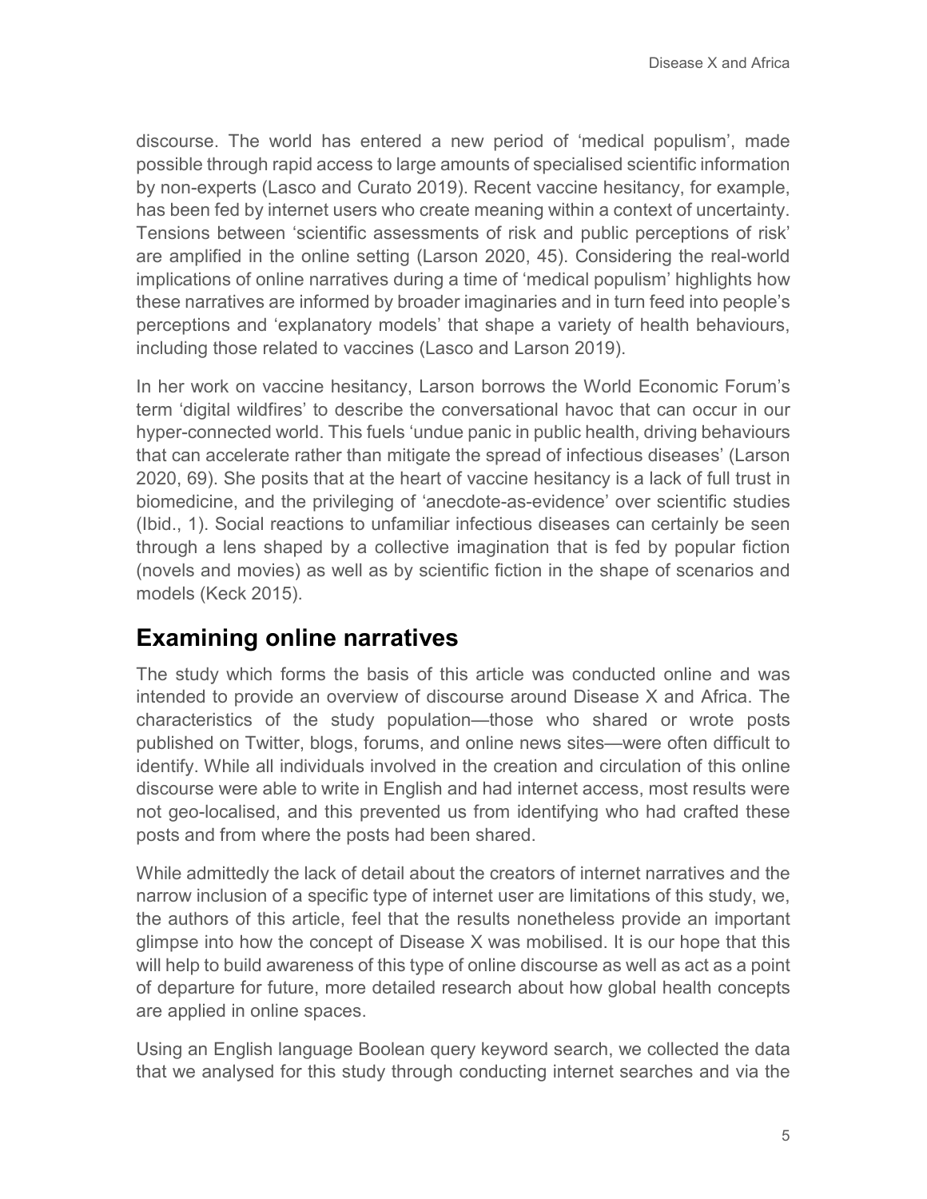discourse. The world has entered a new period of 'medical populism', made possible through rapid access to large amounts of specialised scientific information by non-experts (Lasco and Curato 2019). Recent vaccine hesitancy, for example, has been fed by internet users who create meaning within a context of uncertainty. Tensions between 'scientific assessments of risk and public perceptions of risk' are amplified in the online setting (Larson 2020, 45). Considering the real-world implications of online narratives during a time of 'medical populism' highlights how these narratives are informed by broader imaginaries and in turn feed into people's perceptions and 'explanatory models' that shape a variety of health behaviours, including those related to vaccines (Lasco and Larson 2019).

In her work on vaccine hesitancy, Larson borrows the World Economic Forum's term 'digital wildfires' to describe the conversational havoc that can occur in our hyper-connected world. This fuels 'undue panic in public health, driving behaviours that can accelerate rather than mitigate the spread of infectious diseases' (Larson 2020, 69). She posits that at the heart of vaccine hesitancy is a lack of full trust in biomedicine, and the privileging of 'anecdote-as-evidence' over scientific studies (Ibid., 1). Social reactions to unfamiliar infectious diseases can certainly be seen through a lens shaped by a collective imagination that is fed by popular fiction (novels and movies) as well as by scientific fiction in the shape of scenarios and models (Keck 2015).

## Examining online narratives

The study which forms the basis of this article was conducted online and was intended to provide an overview of discourse around Disease X and Africa. The characteristics of the study population—those who shared or wrote posts published on Twitter, blogs, forums, and online news sites—were often difficult to identify. While all individuals involved in the creation and circulation of this online discourse were able to write in English and had internet access, most results were not geo-localised, and this prevented us from identifying who had crafted these posts and from where the posts had been shared.

While admittedly the lack of detail about the creators of internet narratives and the narrow inclusion of a specific type of internet user are limitations of this study, we, the authors of this article, feel that the results nonetheless provide an important glimpse into how the concept of Disease X was mobilised. It is our hope that this will help to build awareness of this type of online discourse as well as act as a point of departure for future, more detailed research about how global health concepts are applied in online spaces.

Using an English language Boolean query keyword search, we collected the data that we analysed for this study through conducting internet searches and via the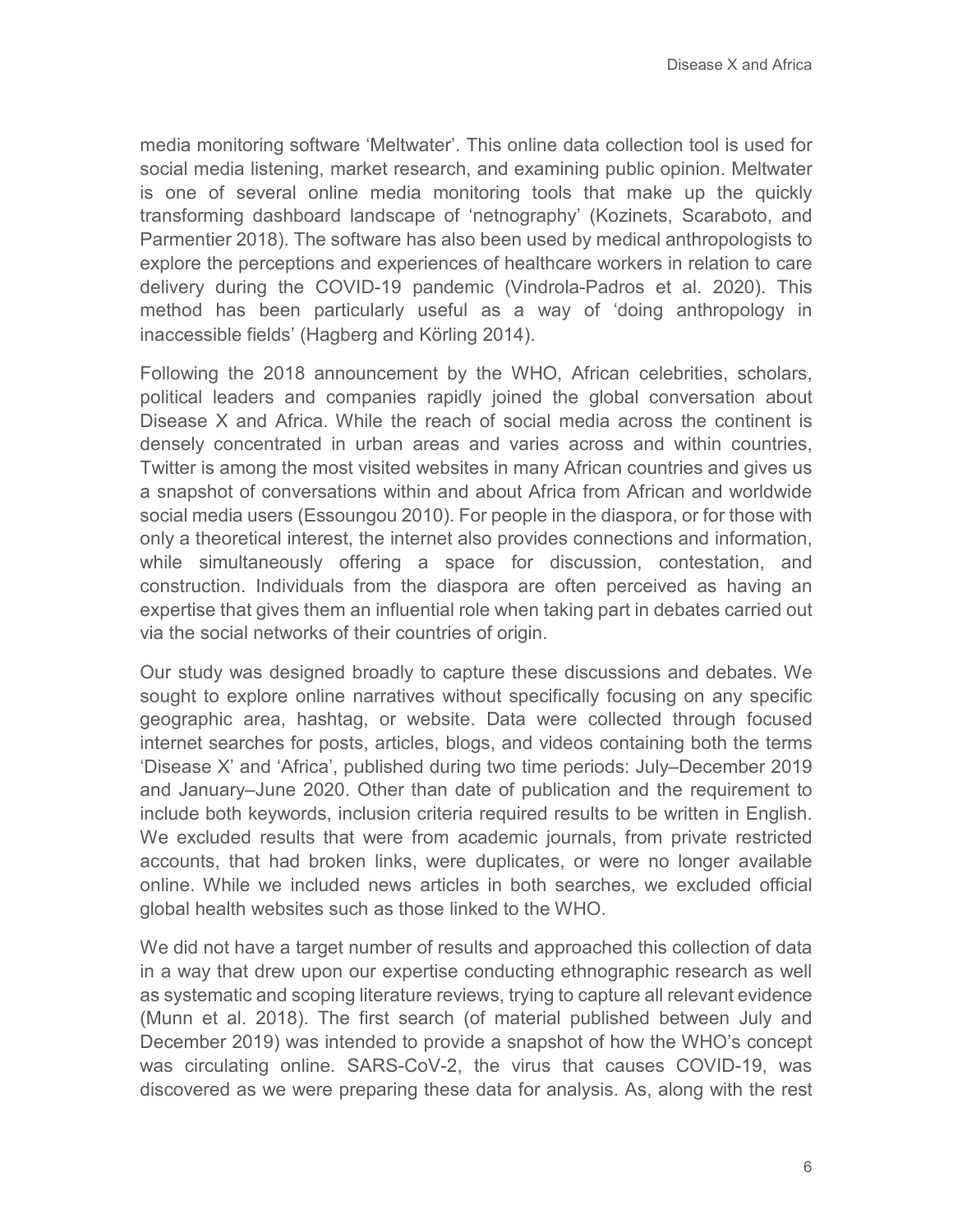media monitoring software 'Meltwater'. This online data collection tool is used for social media listening, market research, and examining public opinion. Meltwater is one of several online media monitoring tools that make up the quickly transforming dashboard landscape of 'netnography' (Kozinets, Scaraboto, and Parmentier 2018). The software has also been used by medical anthropologists to explore the perceptions and experiences of healthcare workers in relation to care delivery during the COVID-19 pandemic (Vindrola-Padros et al. 2020). This method has been particularly useful as a way of 'doing anthropology in inaccessible fields' (Hagberg and Körling 2014).

Following the 2018 announcement by the WHO, African celebrities, scholars, political leaders and companies rapidly joined the global conversation about Disease X and Africa. While the reach of social media across the continent is densely concentrated in urban areas and varies across and within countries, Twitter is among the most visited websites in many African countries and gives us a snapshot of conversations within and about Africa from African and worldwide social media users (Essoungou 2010). For people in the diaspora, or for those with only a theoretical interest, the internet also provides connections and information, while simultaneously offering a space for discussion, contestation, and construction. Individuals from the diaspora are often perceived as having an expertise that gives them an influential role when taking part in debates carried out via the social networks of their countries of origin.

Our study was designed broadly to capture these discussions and debates. We sought to explore online narratives without specifically focusing on any specific geographic area, hashtag, or website. Data were collected through focused internet searches for posts, articles, blogs, and videos containing both the terms 'Disease X' and 'Africa', published during two time periods: July–December 2019 and January–June 2020. Other than date of publication and the requirement to include both keywords, inclusion criteria required results to be written in English. We excluded results that were from academic journals, from private restricted accounts, that had broken links, were duplicates, or were no longer available online. While we included news articles in both searches, we excluded official global health websites such as those linked to the WHO.

We did not have a target number of results and approached this collection of data in a way that drew upon our expertise conducting ethnographic research as well as systematic and scoping literature reviews, trying to capture all relevant evidence (Munn et al. 2018). The first search (of material published between July and December 2019) was intended to provide a snapshot of how the WHO's concept was circulating online. SARS-CoV-2, the virus that causes COVID-19, was discovered as we were preparing these data for analysis. As, along with the rest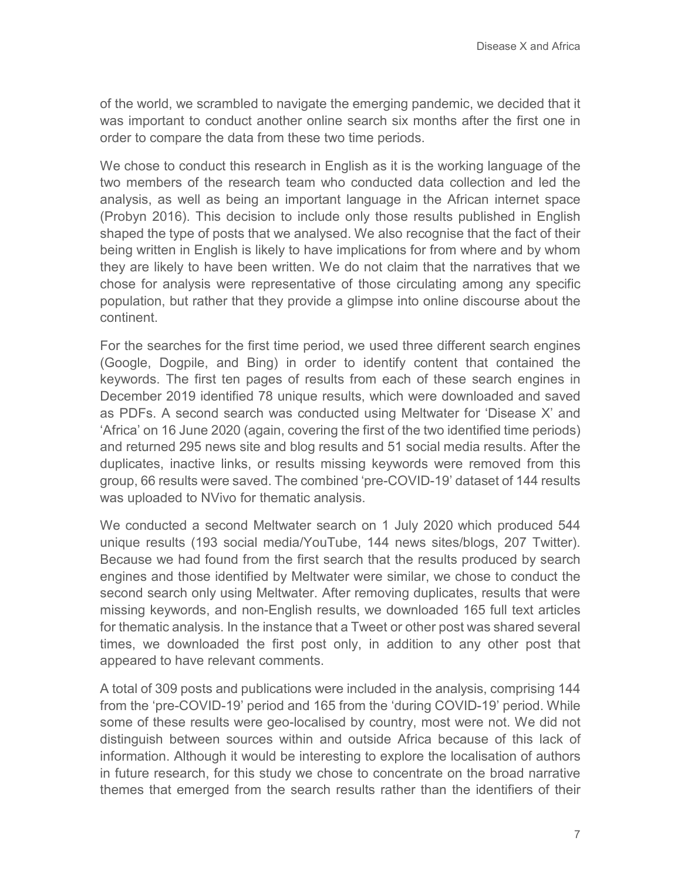of the world, we scrambled to navigate the emerging pandemic, we decided that it was important to conduct another online search six months after the first one in order to compare the data from these two time periods.

We chose to conduct this research in English as it is the working language of the two members of the research team who conducted data collection and led the analysis, as well as being an important language in the African internet space (Probyn 2016). This decision to include only those results published in English shaped the type of posts that we analysed. We also recognise that the fact of their being written in English is likely to have implications for from where and by whom they are likely to have been written. We do not claim that the narratives that we chose for analysis were representative of those circulating among any specific population, but rather that they provide a glimpse into online discourse about the continent.

For the searches for the first time period, we used three different search engines (Google, Dogpile, and Bing) in order to identify content that contained the keywords. The first ten pages of results from each of these search engines in December 2019 identified 78 unique results, which were downloaded and saved as PDFs. A second search was conducted using Meltwater for 'Disease X' and 'Africa' on 16 June 2020 (again, covering the first of the two identified time periods) and returned 295 news site and blog results and 51 social media results. After the duplicates, inactive links, or results missing keywords were removed from this group, 66 results were saved. The combined 'pre-COVID-19' dataset of 144 results was uploaded to NVivo for thematic analysis.

We conducted a second Meltwater search on 1 July 2020 which produced 544 unique results (193 social media/YouTube, 144 news sites/blogs, 207 Twitter). Because we had found from the first search that the results produced by search engines and those identified by Meltwater were similar, we chose to conduct the second search only using Meltwater. After removing duplicates, results that were missing keywords, and non-English results, we downloaded 165 full text articles for thematic analysis. In the instance that a Tweet or other post was shared several times, we downloaded the first post only, in addition to any other post that appeared to have relevant comments.

A total of 309 posts and publications were included in the analysis, comprising 144 from the 'pre-COVID-19' period and 165 from the 'during COVID-19' period. While some of these results were geo-localised by country, most were not. We did not distinguish between sources within and outside Africa because of this lack of information. Although it would be interesting to explore the localisation of authors in future research, for this study we chose to concentrate on the broad narrative themes that emerged from the search results rather than the identifiers of their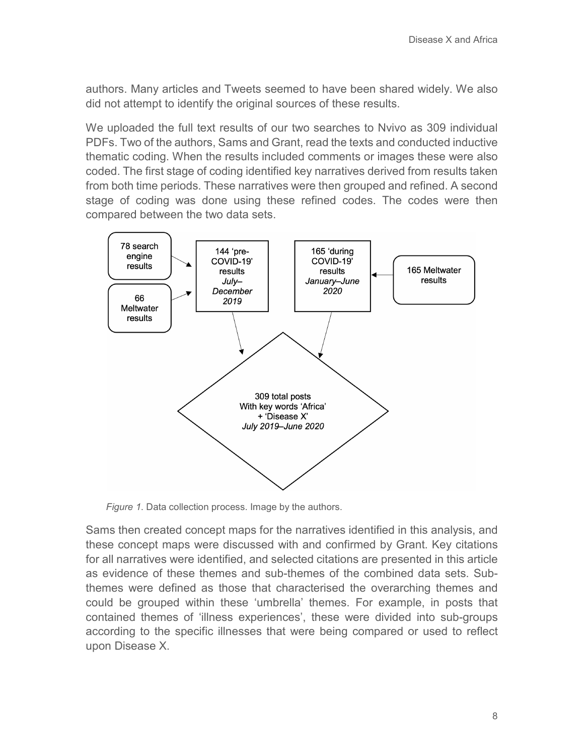authors. Many articles and Tweets seemed to have been shared widely. We also did not attempt to identify the original sources of these results.

We uploaded the full text results of our two searches to Nvivo as 309 individual PDFs. Two of the authors, Sams and Grant, read the texts and conducted inductive thematic coding. When the results included comments or images these were also coded. The first stage of coding identified key narratives derived from results taken from both time periods. These narratives were then grouped and refined. A second stage of coding was done using these refined codes. The codes were then compared between the two data sets.

*Figure 1*. Data collection process. Image by the authors.

Sams then created concept maps for the narratives identified in this analysis, and these concept maps were discussed with and confirmed by Grant. Key citations for all narratives were identified, and selected citations are presented in this article as evidence of these themes and sub-themes of the combined data sets. Sub-themes were defined as those that characterised the overarching themes and could be grouped within these 'umbrella' themes. For example, in posts that contained themes of 'illness experiences', these were divided into sub-groups according to the specific illnesses that were being compared or used to reflect upon Disease X.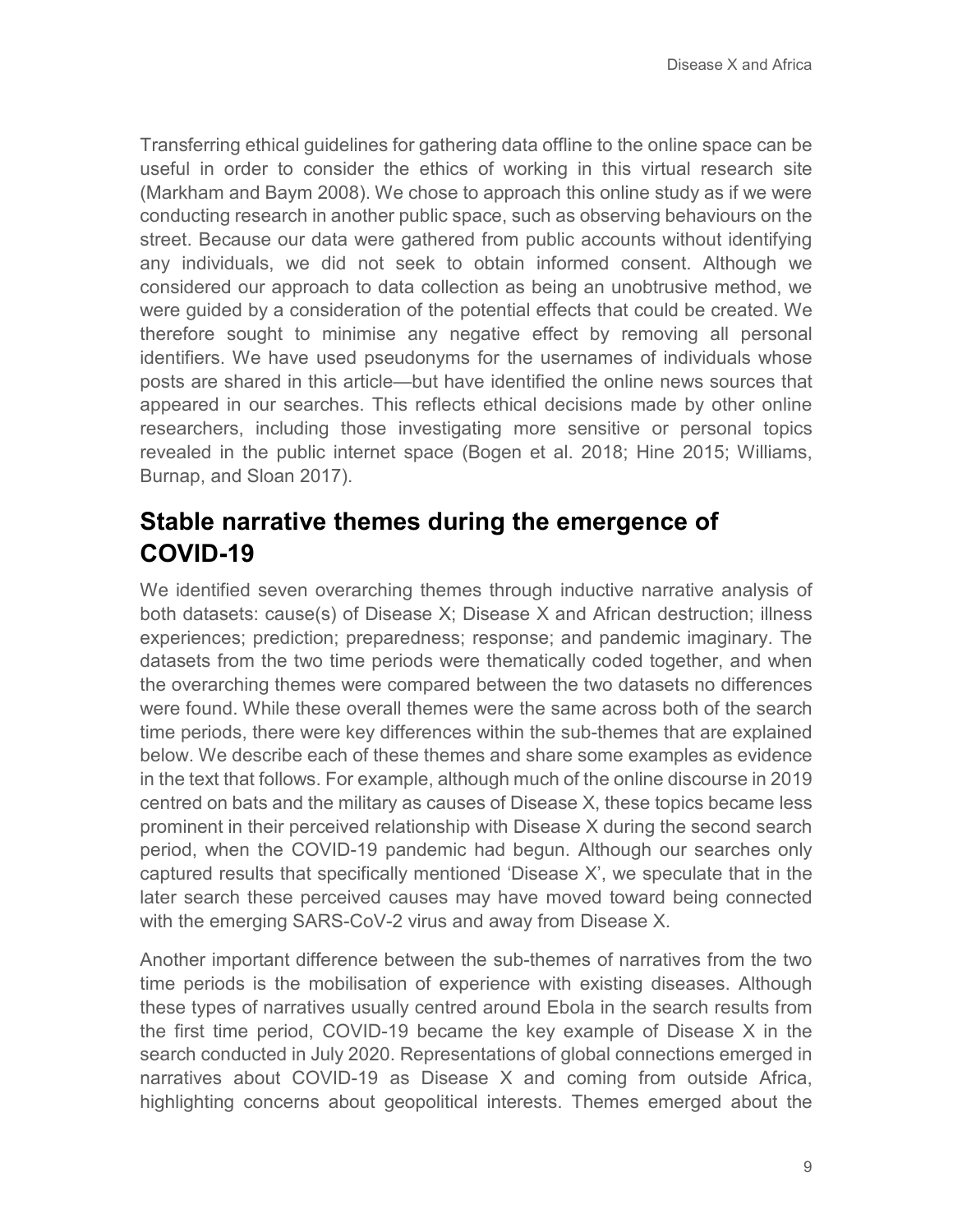Transferring ethical guidelines for gathering data offline to the online space can be useful in order to consider the ethics of working in this virtual research site (Markham and Baym 2008). We chose to approach this online study as if we were conducting research in another public space, such as observing behaviours on the street. Because our data were gathered from public accounts without identifying any individuals, we did not seek to obtain informed consent. Although we considered our approach to data collection as being an unobtrusive method, we were guided by a consideration of the potential effects that could be created. We therefore sought to minimise any negative effect by removing all personal identifiers. We have used pseudonyms for the usernames of individuals whose posts are shared in this article—but have identified the online news sources that appeared in our searches. This reflects ethical decisions made by other online researchers, including those investigating more sensitive or personal topics revealed in the public internet space (Bogen et al. 2018; Hine 2015; Williams, Burnap, and Sloan 2017).

## Stable narrative themes during the emergence of COVID-19

We identified seven overarching themes through inductive narrative analysis of both datasets: cause(s) of Disease X; Disease X and African destruction; illness experiences; prediction; preparedness; response; and pandemic imaginary. The datasets from the two time periods were thematically coded together, and when the overarching themes were compared between the two datasets no differences were found. While these overall themes were the same across both of the search time periods, there were key differences within the sub-themes that are explained below. We describe each of these themes and share some examples as evidence in the text that follows. For example, although much of the online discourse in 2019 centred on bats and the military as causes of Disease X, these topics became less prominent in their perceived relationship with Disease X during the second search period, when the COVID-19 pandemic had begun. Although our searches only captured results that specifically mentioned 'Disease X', we speculate that in the later search these perceived causes may have moved toward being connected with the emerging SARS-CoV-2 virus and away from Disease X.

Another important difference between the sub-themes of narratives from the two time periods is the mobilisation of experience with existing diseases. Although these types of narratives usually centred around Ebola in the search results from the first time period, COVID-19 became the key example of Disease X in the search conducted in July 2020. Representations of global connections emerged in narratives about COVID-19 as Disease X and coming from outside Africa, highlighting concerns about geopolitical interests. Themes emerged about the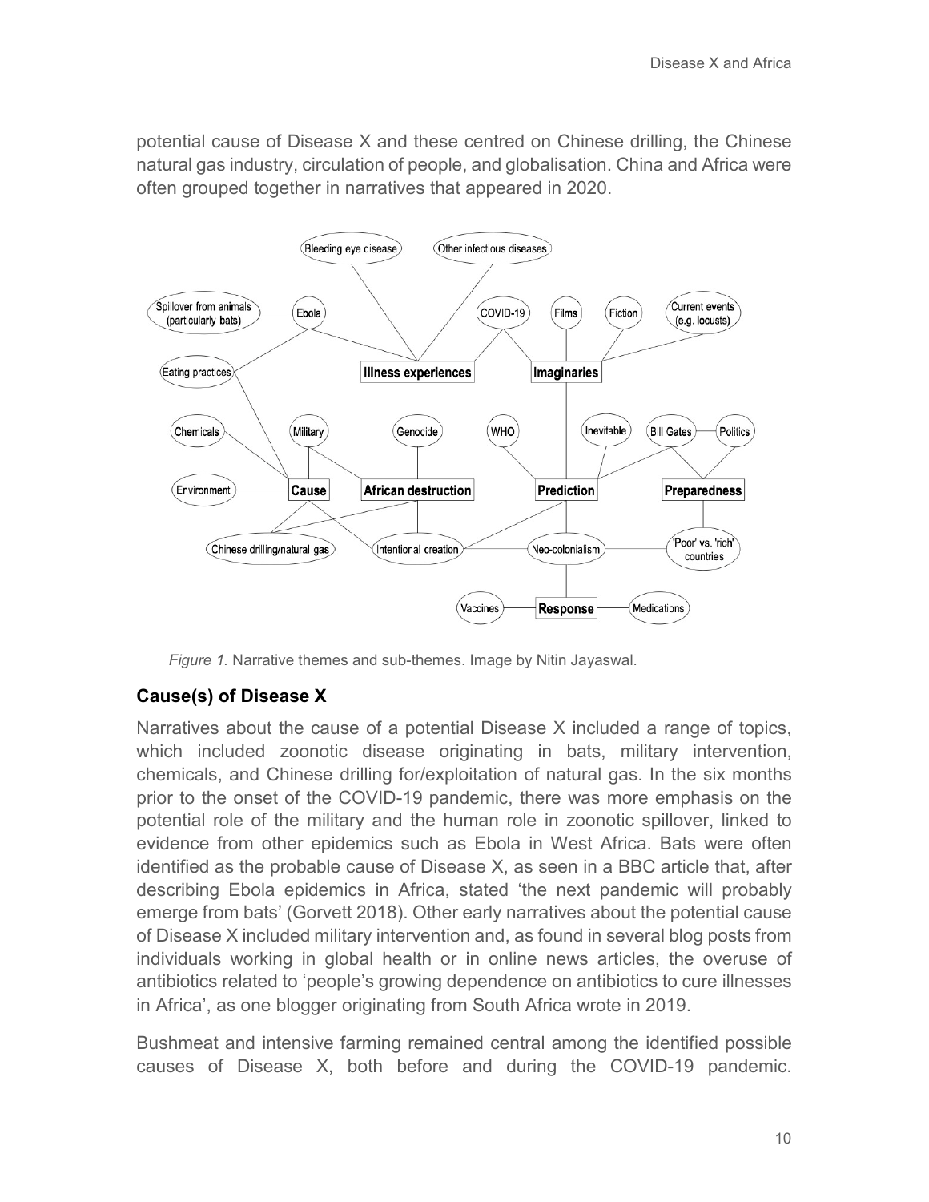potential cause of Disease X and these centred on Chinese drilling, the Chinese natural gas industry, circulation of people, and globalisation. China and Africa were often grouped together in narratives that appeared in 2020.

*Figure 1.* Narrative themes and sub-themes. Image by Nitin Jayaswal.

## Cause(s) of Disease X

Narratives about the cause of a potential Disease X included a range of topics, which included zoonotic disease originating in bats, military intervention, chemicals, and Chinese drilling for/exploitation of natural gas. In the six months prior to the onset of the COVID-19 pandemic, there was more emphasis on the potential role of the military and the human role in zoonotic spillover, linked to evidence from other epidemics such as Ebola in West Africa. Bats were often identified as the probable cause of Disease X, as seen in a BBC article that, after describing Ebola epidemics in Africa, stated 'the next pandemic will probably emerge from bats' (Gorvett 2018). Other early narratives about the potential cause of Disease X included military intervention and, as found in several blog posts from individuals working in global health or in online news articles, the overuse of antibiotics related to 'people's growing dependence on antibiotics to cure illnesses in Africa', as one blogger originating from South Africa wrote in 2019.

Bushmeat and intensive farming remained central among the identified possible causes of Disease X, both before and during the COVID-19 pandemic.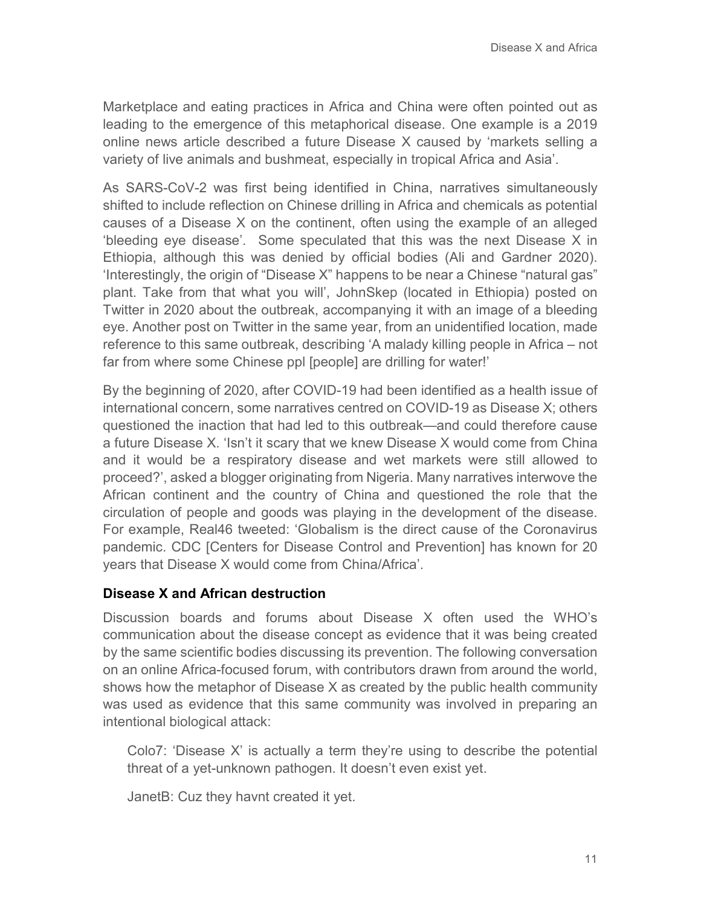Marketplace and eating practices in Africa and China were often pointed out as leading to the emergence of this metaphorical disease. One example is a 2019 online news article described a future Disease X caused by 'markets selling a variety of live animals and bushmeat, especially in tropical Africa and Asia'.

As SARS-CoV-2 was first being identified in China, narratives simultaneously shifted to include reflection on Chinese drilling in Africa and chemicals as potential causes of a Disease X on the continent, often using the example of an alleged 'bleeding eye disease'. Some speculated that this was the next Disease X in Ethiopia, although this was denied by official bodies (Ali and Gardner 2020). 'Interestingly, the origin of "Disease X" happens to be near a Chinese "natural gas" plant. Take from that what you will', JohnSkep (located in Ethiopia) posted on Twitter in 2020 about the outbreak, accompanying it with an image of a bleeding eye. Another post on Twitter in the same year, from an unidentified location, made reference to this same outbreak, describing 'A malady killing people in Africa – not far from where some Chinese ppl [people] are drilling for water!'

By the beginning of 2020, after COVID-19 had been identified as a health issue of international concern, some narratives centred on COVID-19 as Disease X; others questioned the inaction that had led to this outbreak—and could therefore cause a future Disease X. 'Isn't it scary that we knew Disease X would come from China and it would be a respiratory disease and wet markets were still allowed to proceed?', asked a blogger originating from Nigeria. Many narratives interwove the African continent and the country of China and questioned the role that the circulation of people and goods was playing in the development of the disease. For example, Real46 tweeted: 'Globalism is the direct cause of the Coronavirus pandemic. CDC [Centers for Disease Control and Prevention] has known for 20 years that Disease X would come from China/Africa'.

### Disease X and African destruction

Discussion boards and forums about Disease X often used the WHO's communication about the disease concept as evidence that it was being created by the same scientific bodies discussing its prevention. The following conversation on an online Africa-focused forum, with contributors drawn from around the world, shows how the metaphor of Disease X as created by the public health community was used as evidence that this same community was involved in preparing an intentional biological attack:

> Colo7: 'Disease X' is actually a term they're using to describe the potential threat of a yet-unknown pathogen. It doesn't even exist yet.
>
> JanetB: Cuz they havnt created it yet.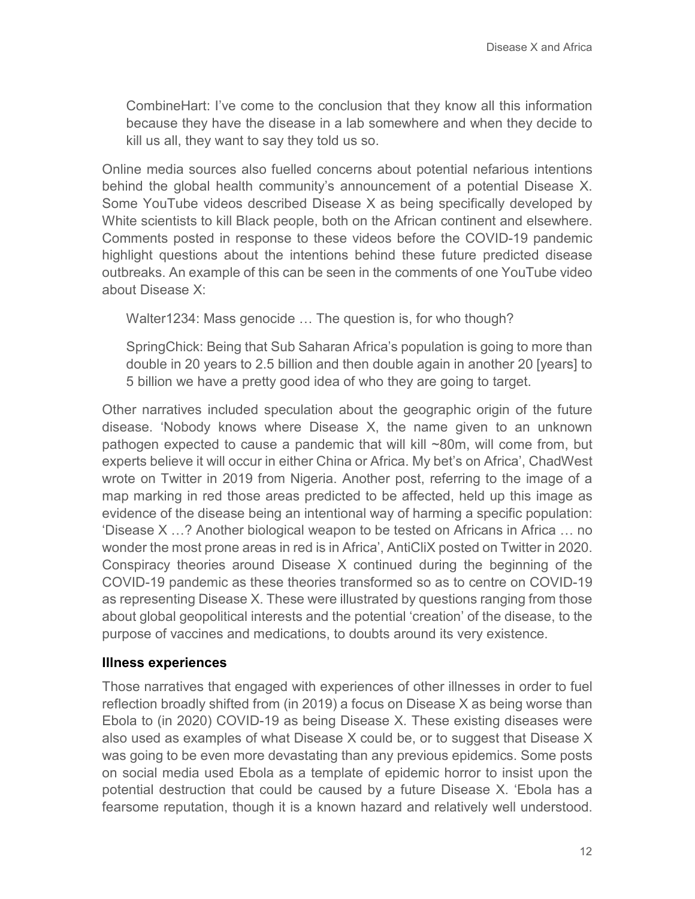CombineHart: I've come to the conclusion that they know all this information because they have the disease in a lab somewhere and when they decide to kill us all, they want to say they told us so.

Online media sources also fuelled concerns about potential nefarious intentions behind the global health community's announcement of a potential Disease X. Some YouTube videos described Disease X as being specifically developed by White scientists to kill Black people, both on the African continent and elsewhere. Comments posted in response to these videos before the COVID-19 pandemic highlight questions about the intentions behind these future predicted disease outbreaks. An example of this can be seen in the comments of one YouTube video about Disease X:

Walter1234: Mass genocide … The question is, for who though?

SpringChick: Being that Sub Saharan Africa's population is going to more than double in 20 years to 2.5 billion and then double again in another 20 [years] to 5 billion we have a pretty good idea of who they are going to target.

Other narratives included speculation about the geographic origin of the future disease. 'Nobody knows where Disease X, the name given to an unknown pathogen expected to cause a pandemic that will kill ~80m, will come from, but experts believe it will occur in either China or Africa. My bet's on Africa', ChadWest wrote on Twitter in 2019 from Nigeria. Another post, referring to the image of a map marking in red those areas predicted to be affected, held up this image as evidence of the disease being an intentional way of harming a specific population: 'Disease X …? Another biological weapon to be tested on Africans in Africa … no wonder the most prone areas in red is in Africa', AntiCliX posted on Twitter in 2020. Conspiracy theories around Disease X continued during the beginning of the COVID-19 pandemic as these theories transformed so as to centre on COVID-19 as representing Disease X. These were illustrated by questions ranging from those about global geopolitical interests and the potential 'creation' of the disease, to the purpose of vaccines and medications, to doubts around its very existence.

### Illness experiences

Those narratives that engaged with experiences of other illnesses in order to fuel reflection broadly shifted from (in 2019) a focus on Disease X as being worse than Ebola to (in 2020) COVID-19 as being Disease X. These existing diseases were also used as examples of what Disease X could be, or to suggest that Disease X was going to be even more devastating than any previous epidemics. Some posts on social media used Ebola as a template of epidemic horror to insist upon the potential destruction that could be caused by a future Disease X. 'Ebola has a fearsome reputation, though it is a known hazard and relatively well understood.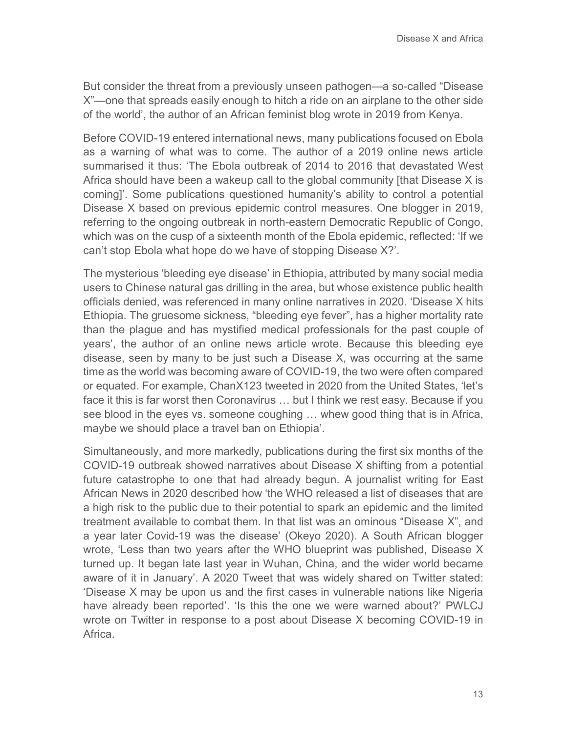But consider the threat from a previously unseen pathogen—a so-called "Disease X"—one that spreads easily enough to hitch a ride on an airplane to the other side of the world', the author of an African feminist blog wrote in 2019 from Kenya.

Before COVID-19 entered international news, many publications focused on Ebola as a warning of what was to come. The author of a 2019 online news article summarised it thus: 'The Ebola outbreak of 2014 to 2016 that devastated West Africa should have been a wakeup call to the global community [that Disease X is coming]'. Some publications questioned humanity's ability to control a potential Disease X based on previous epidemic control measures. One blogger in 2019, referring to the ongoing outbreak in north-eastern Democratic Republic of Congo, which was on the cusp of a sixteenth month of the Ebola epidemic, reflected: 'If we can't stop Ebola what hope do we have of stopping Disease X?'.

The mysterious 'bleeding eye disease' in Ethiopia, attributed by many social media users to Chinese natural gas drilling in the area, but whose existence public health officials denied, was referenced in many online narratives in 2020. 'Disease X hits Ethiopia. The gruesome sickness, "bleeding eye fever", has a higher mortality rate than the plague and has mystified medical professionals for the past couple of years', the author of an online news article wrote. Because this bleeding eye disease, seen by many to be just such a Disease X, was occurring at the same time as the world was becoming aware of COVID-19, the two were often compared or equated. For example, ChanX123 tweeted in 2020 from the United States, 'let's face it this is far worst then Coronavirus … but I think we rest easy. Because if you see blood in the eyes vs. someone coughing … whew good thing that is in Africa, maybe we should place a travel ban on Ethiopia'.

Simultaneously, and more markedly, publications during the first six months of the COVID-19 outbreak showed narratives about Disease X shifting from a potential future catastrophe to one that had already begun. A journalist writing for East African News in 2020 described how 'the WHO released a list of diseases that are a high risk to the public due to their potential to spark an epidemic and the limited treatment available to combat them. In that list was an ominous "Disease X", and a year later Covid-19 was the disease' (Okeyo 2020). A South African blogger wrote, 'Less than two years after the WHO blueprint was published, Disease X turned up. It began late last year in Wuhan, China, and the wider world became aware of it in January'. A 2020 Tweet that was widely shared on Twitter stated: 'Disease X may be upon us and the first cases in vulnerable nations like Nigeria have already been reported'. 'Is this the one we were warned about?' PWLCJ wrote on Twitter in response to a post about Disease X becoming COVID-19 in Africa.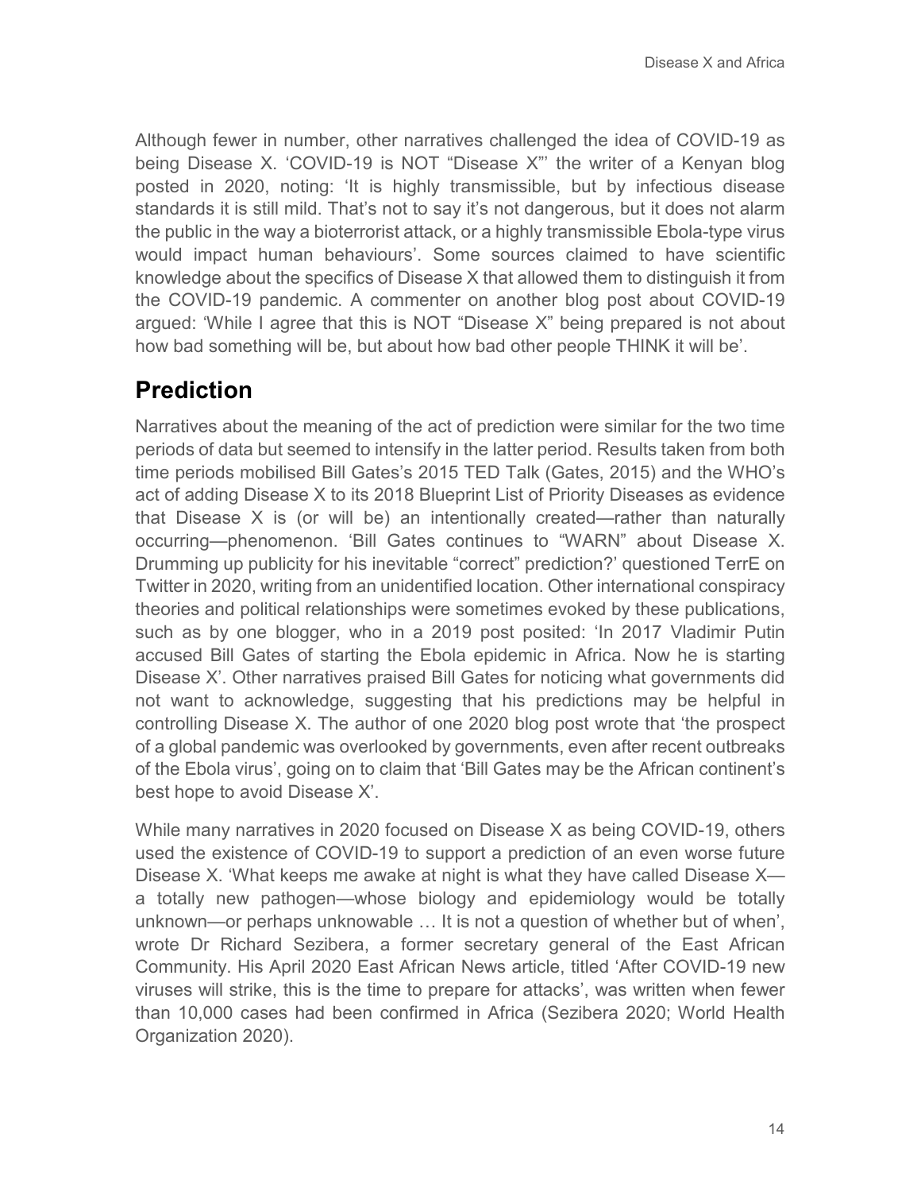Although fewer in number, other narratives challenged the idea of COVID-19 as being Disease X. 'COVID-19 is NOT "Disease X"' the writer of a Kenyan blog posted in 2020, noting: 'It is highly transmissible, but by infectious disease standards it is still mild. That's not to say it's not dangerous, but it does not alarm the public in the way a bioterrorist attack, or a highly transmissible Ebola-type virus would impact human behaviours'. Some sources claimed to have scientific knowledge about the specifics of Disease X that allowed them to distinguish it from the COVID-19 pandemic. A commenter on another blog post about COVID-19 argued: 'While I agree that this is NOT "Disease X" being prepared is not about how bad something will be, but about how bad other people THINK it will be'.

## Prediction

Narratives about the meaning of the act of prediction were similar for the two time periods of data but seemed to intensify in the latter period. Results taken from both time periods mobilised Bill Gates's 2015 TED Talk (Gates, 2015) and the WHO's act of adding Disease X to its 2018 Blueprint List of Priority Diseases as evidence that Disease X is (or will be) an intentionally created—rather than naturally occurring—phenomenon. 'Bill Gates continues to "WARN" about Disease X. Drumming up publicity for his inevitable "correct" prediction?' questioned TerrE on Twitter in 2020, writing from an unidentified location. Other international conspiracy theories and political relationships were sometimes evoked by these publications, such as by one blogger, who in a 2019 post posited: 'In 2017 Vladimir Putin accused Bill Gates of starting the Ebola epidemic in Africa. Now he is starting Disease X'. Other narratives praised Bill Gates for noticing what governments did not want to acknowledge, suggesting that his predictions may be helpful in controlling Disease X. The author of one 2020 blog post wrote that 'the prospect of a global pandemic was overlooked by governments, even after recent outbreaks of the Ebola virus', going on to claim that 'Bill Gates may be the African continent's best hope to avoid Disease X'.

While many narratives in 2020 focused on Disease X as being COVID-19, others used the existence of COVID-19 to support a prediction of an even worse future Disease X. 'What keeps me awake at night is what they have called Disease X—a totally new pathogen—whose biology and epidemiology would be totally unknown—or perhaps unknowable … It is not a question of whether but of when', wrote Dr Richard Sezibera, a former secretary general of the East African Community. His April 2020 East African News article, titled 'After COVID-19 new viruses will strike, this is the time to prepare for attacks', was written when fewer than 10,000 cases had been confirmed in Africa (Sezibera 2020; World Health Organization 2020).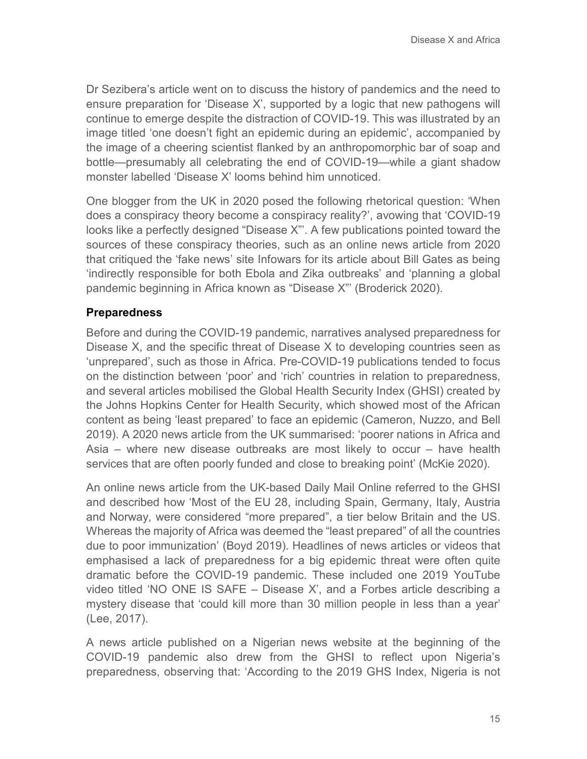Dr Sezibera's article went on to discuss the history of pandemics and the need to ensure preparation for 'Disease X', supported by a logic that new pathogens will continue to emerge despite the distraction of COVID-19. This was illustrated by an image titled 'one doesn't fight an epidemic during an epidemic', accompanied by the image of a cheering scientist flanked by an anthropomorphic bar of soap and bottle—presumably all celebrating the end of COVID-19—while a giant shadow monster labelled 'Disease X' looms behind him unnoticed.

One blogger from the UK in 2020 posed the following rhetorical question: 'When does a conspiracy theory become a conspiracy reality?', avowing that 'COVID-19 looks like a perfectly designed "Disease X"'. A few publications pointed toward the sources of these conspiracy theories, such as an online news article from 2020 that critiqued the 'fake news' site Infowars for its article about Bill Gates as being 'indirectly responsible for both Ebola and Zika outbreaks' and 'planning a global pandemic beginning in Africa known as "Disease X"' (Broderick 2020).

### Preparedness

Before and during the COVID-19 pandemic, narratives analysed preparedness for Disease X, and the specific threat of Disease X to developing countries seen as 'unprepared', such as those in Africa. Pre-COVID-19 publications tended to focus on the distinction between 'poor' and 'rich' countries in relation to preparedness, and several articles mobilised the Global Health Security Index (GHSI) created by the Johns Hopkins Center for Health Security, which showed most of the African content as being 'least prepared' to face an epidemic (Cameron, Nuzzo, and Bell 2019). A 2020 news article from the UK summarised: 'poorer nations in Africa and Asia – where new disease outbreaks are most likely to occur – have health services that are often poorly funded and close to breaking point' (McKie 2020).

An online news article from the UK-based Daily Mail Online referred to the GHSI and described how 'Most of the EU 28, including Spain, Germany, Italy, Austria and Norway, were considered "more prepared", a tier below Britain and the US. Whereas the majority of Africa was deemed the "least prepared" of all the countries due to poor immunization' (Boyd 2019). Headlines of news articles or videos that emphasised a lack of preparedness for a big epidemic threat were often quite dramatic before the COVID-19 pandemic. These included one 2019 YouTube video titled 'NO ONE IS SAFE – Disease X', and a Forbes article describing a mystery disease that 'could kill more than 30 million people in less than a year' (Lee, 2017).

A news article published on a Nigerian news website at the beginning of the COVID-19 pandemic also drew from the GHSI to reflect upon Nigeria's preparedness, observing that: 'According to the 2019 GHS Index, Nigeria is not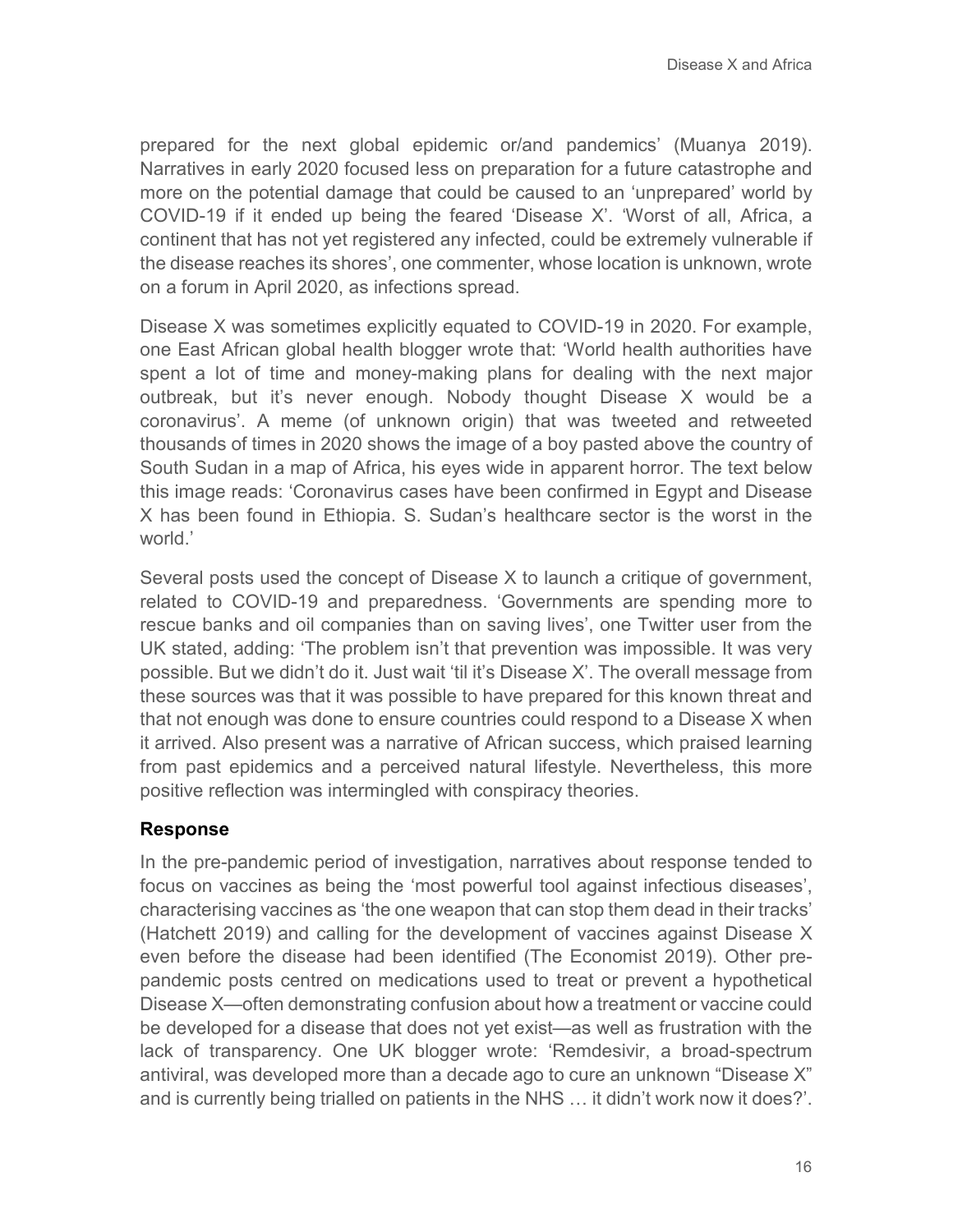prepared for the next global epidemic or/and pandemics' (Muanya 2019). Narratives in early 2020 focused less on preparation for a future catastrophe and more on the potential damage that could be caused to an 'unprepared' world by COVID-19 if it ended up being the feared 'Disease X'. 'Worst of all, Africa, a continent that has not yet registered any infected, could be extremely vulnerable if the disease reaches its shores', one commenter, whose location is unknown, wrote on a forum in April 2020, as infections spread.

Disease X was sometimes explicitly equated to COVID-19 in 2020. For example, one East African global health blogger wrote that: 'World health authorities have spent a lot of time and money-making plans for dealing with the next major outbreak, but it's never enough. Nobody thought Disease X would be a coronavirus'. A meme (of unknown origin) that was tweeted and retweeted thousands of times in 2020 shows the image of a boy pasted above the country of South Sudan in a map of Africa, his eyes wide in apparent horror. The text below this image reads: 'Coronavirus cases have been confirmed in Egypt and Disease X has been found in Ethiopia. S. Sudan's healthcare sector is the worst in the world.'

Several posts used the concept of Disease X to launch a critique of government, related to COVID-19 and preparedness. 'Governments are spending more to rescue banks and oil companies than on saving lives', one Twitter user from the UK stated, adding: 'The problem isn't that prevention was impossible. It was very possible. But we didn't do it. Just wait 'til it's Disease X'. The overall message from these sources was that it was possible to have prepared for this known threat and that not enough was done to ensure countries could respond to a Disease X when it arrived. Also present was a narrative of African success, which praised learning from past epidemics and a perceived natural lifestyle. Nevertheless, this more positive reflection was intermingled with conspiracy theories.

### Response

In the pre-pandemic period of investigation, narratives about response tended to focus on vaccines as being the 'most powerful tool against infectious diseases', characterising vaccines as 'the one weapon that can stop them dead in their tracks' (Hatchett 2019) and calling for the development of vaccines against Disease X even before the disease had been identified (The Economist 2019). Other pre-pandemic posts centred on medications used to treat or prevent a hypothetical Disease X—often demonstrating confusion about how a treatment or vaccine could be developed for a disease that does not yet exist—as well as frustration with the lack of transparency. One UK blogger wrote: 'Remdesivir, a broad-spectrum antiviral, was developed more than a decade ago to cure an unknown "Disease X" and is currently being trialled on patients in the NHS … it didn't work now it does?'.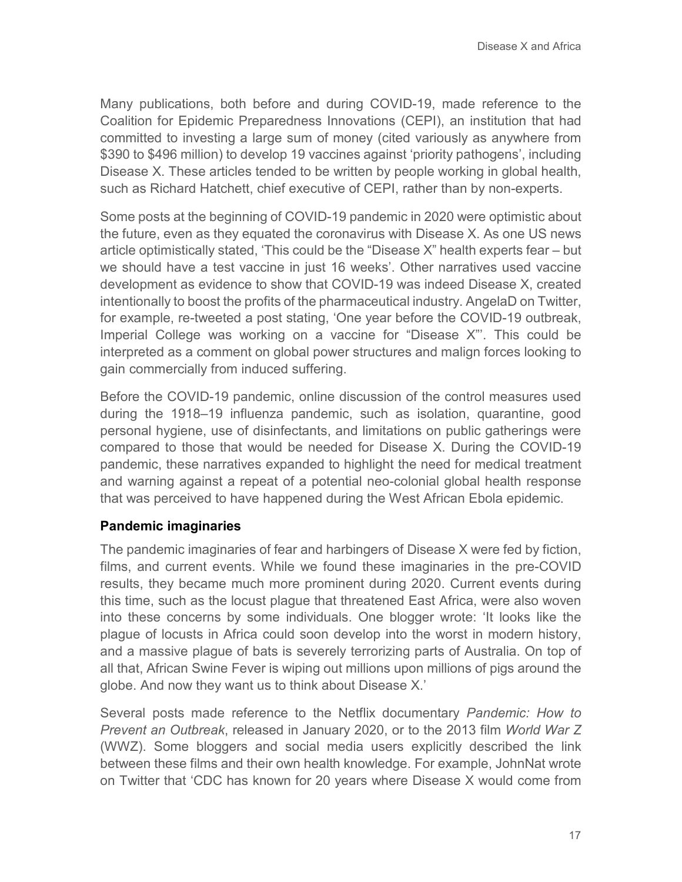Many publications, both before and during COVID-19, made reference to the Coalition for Epidemic Preparedness Innovations (CEPI), an institution that had committed to investing a large sum of money (cited variously as anywhere from \$390 to \$496 million) to develop 19 vaccines against 'priority pathogens', including Disease X. These articles tended to be written by people working in global health, such as Richard Hatchett, chief executive of CEPI, rather than by non-experts.

Some posts at the beginning of COVID-19 pandemic in 2020 were optimistic about the future, even as they equated the coronavirus with Disease X. As one US news article optimistically stated, 'This could be the "Disease X" health experts fear – but we should have a test vaccine in just 16 weeks'. Other narratives used vaccine development as evidence to show that COVID-19 was indeed Disease X, created intentionally to boost the profits of the pharmaceutical industry. AngelaD on Twitter, for example, re-tweeted a post stating, 'One year before the COVID-19 outbreak, Imperial College was working on a vaccine for "Disease X"'. This could be interpreted as a comment on global power structures and malign forces looking to gain commercially from induced suffering.

Before the COVID-19 pandemic, online discussion of the control measures used during the 1918–19 influenza pandemic, such as isolation, quarantine, good personal hygiene, use of disinfectants, and limitations on public gatherings were compared to those that would be needed for Disease X. During the COVID-19 pandemic, these narratives expanded to highlight the need for medical treatment and warning against a repeat of a potential neo-colonial global health response that was perceived to have happened during the West African Ebola epidemic.

### Pandemic imaginaries

The pandemic imaginaries of fear and harbingers of Disease X were fed by fiction, films, and current events. While we found these imaginaries in the pre-COVID results, they became much more prominent during 2020. Current events during this time, such as the locust plague that threatened East Africa, were also woven into these concerns by some individuals. One blogger wrote: 'It looks like the plague of locusts in Africa could soon develop into the worst in modern history, and a massive plague of bats is severely terrorizing parts of Australia. On top of all that, African Swine Fever is wiping out millions upon millions of pigs around the globe. And now they want us to think about Disease X.'

Several posts made reference to the Netflix documentary *Pandemic: How to Prevent an Outbreak*, released in January 2020, or to the 2013 film *World War Z* (WWZ). Some bloggers and social media users explicitly described the link between these films and their own health knowledge. For example, JohnNat wrote on Twitter that 'CDC has known for 20 years where Disease X would come from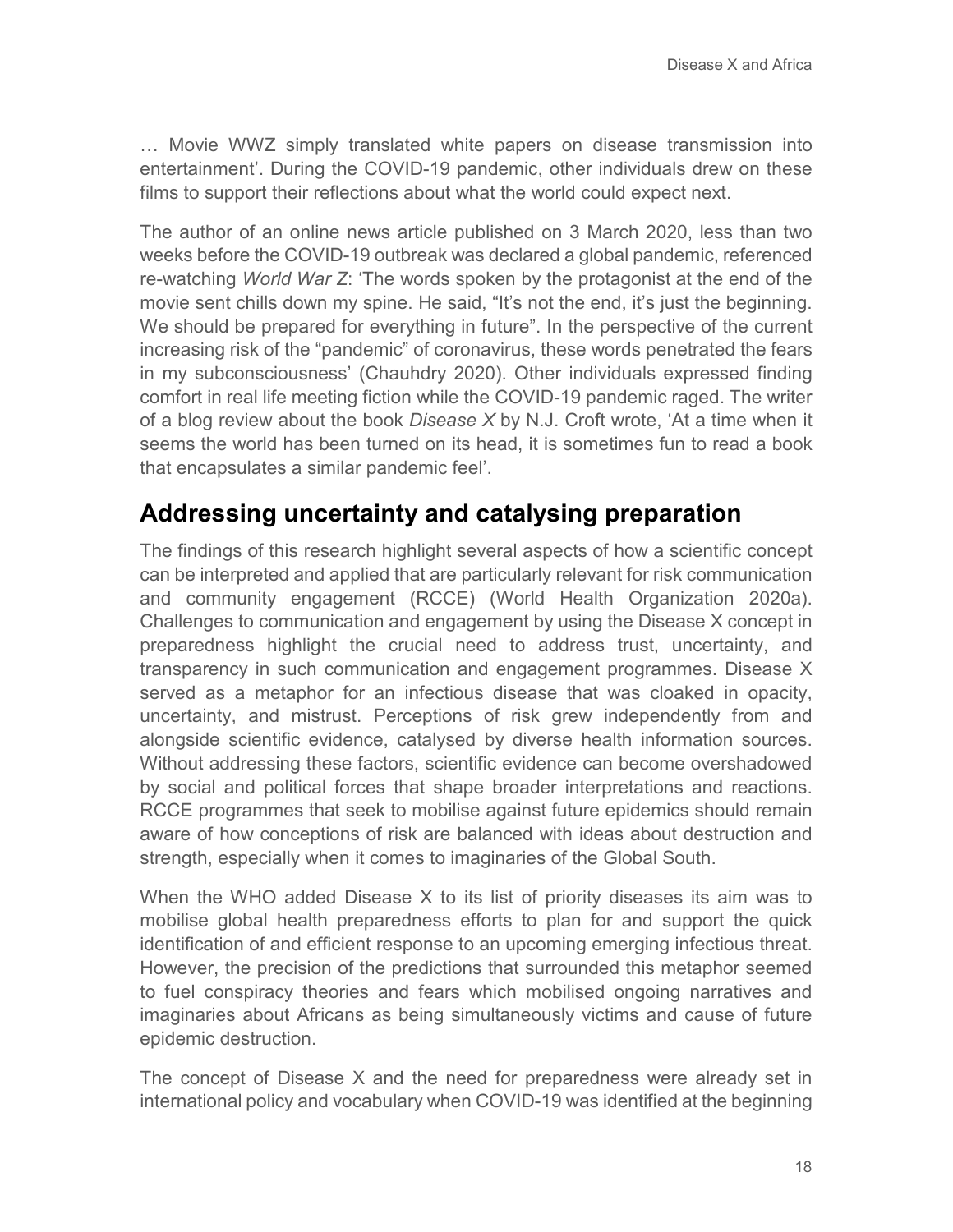… Movie WWZ simply translated white papers on disease transmission into entertainment'. During the COVID-19 pandemic, other individuals drew on these films to support their reflections about what the world could expect next.

The author of an online news article published on 3 March 2020, less than two weeks before the COVID-19 outbreak was declared a global pandemic, referenced re-watching *World War Z*: 'The words spoken by the protagonist at the end of the movie sent chills down my spine. He said, "It's not the end, it's just the beginning. We should be prepared for everything in future". In the perspective of the current increasing risk of the "pandemic" of coronavirus, these words penetrated the fears in my subconsciousness' (Chauhdry 2020). Other individuals expressed finding comfort in real life meeting fiction while the COVID-19 pandemic raged. The writer of a blog review about the book *Disease X* by N.J. Croft wrote, 'At a time when it seems the world has been turned on its head, it is sometimes fun to read a book that encapsulates a similar pandemic feel'.

## Addressing uncertainty and catalysing preparation

The findings of this research highlight several aspects of how a scientific concept can be interpreted and applied that are particularly relevant for risk communication and community engagement (RCCE) (World Health Organization 2020a). Challenges to communication and engagement by using the Disease X concept in preparedness highlight the crucial need to address trust, uncertainty, and transparency in such communication and engagement programmes. Disease X served as a metaphor for an infectious disease that was cloaked in opacity, uncertainty, and mistrust. Perceptions of risk grew independently from and alongside scientific evidence, catalysed by diverse health information sources. Without addressing these factors, scientific evidence can become overshadowed by social and political forces that shape broader interpretations and reactions. RCCE programmes that seek to mobilise against future epidemics should remain aware of how conceptions of risk are balanced with ideas about destruction and strength, especially when it comes to imaginaries of the Global South.

When the WHO added Disease X to its list of priority diseases its aim was to mobilise global health preparedness efforts to plan for and support the quick identification of and efficient response to an upcoming emerging infectious threat. However, the precision of the predictions that surrounded this metaphor seemed to fuel conspiracy theories and fears which mobilised ongoing narratives and imaginaries about Africans as being simultaneously victims and cause of future epidemic destruction.

The concept of Disease X and the need for preparedness were already set in international policy and vocabulary when COVID-19 was identified at the beginning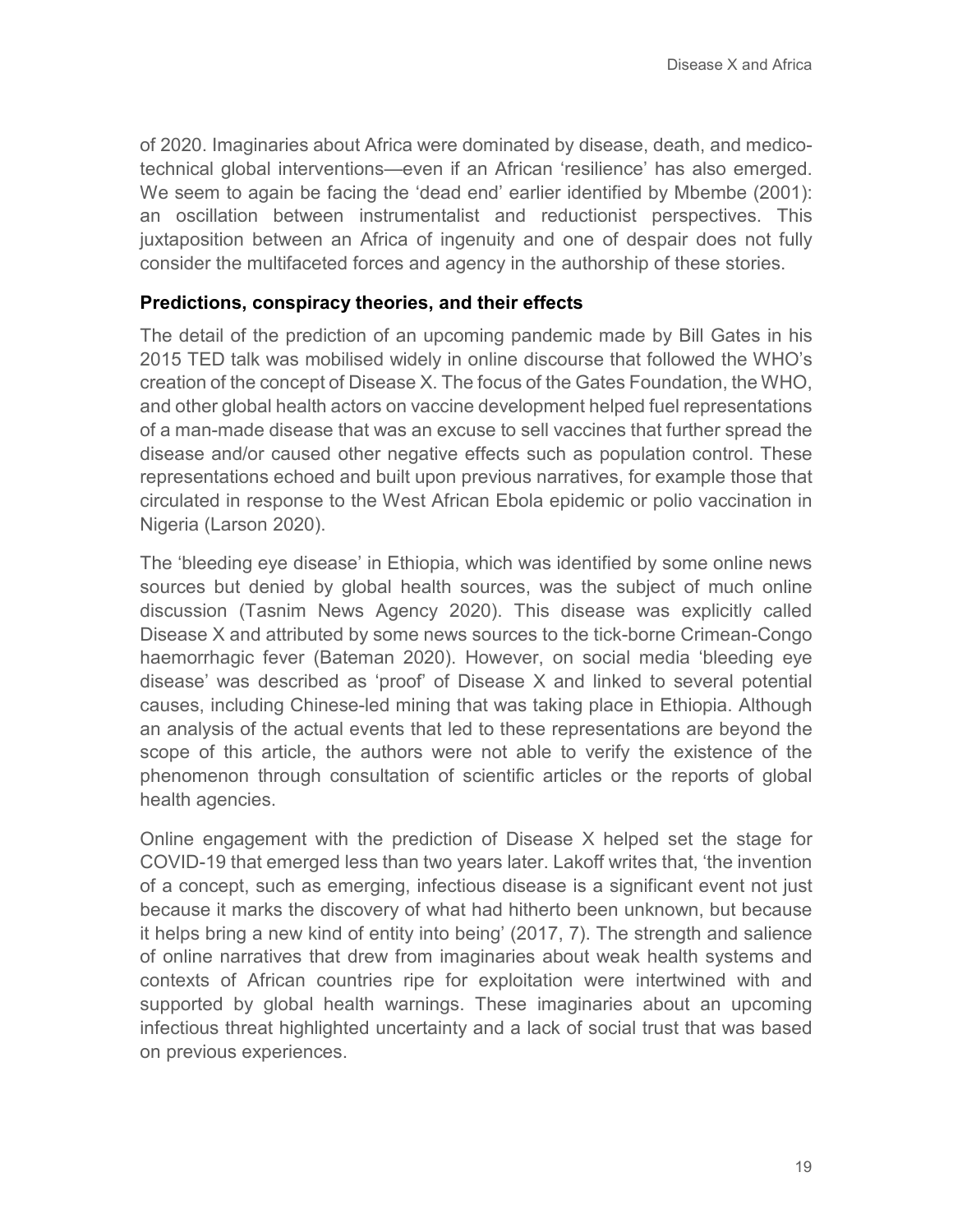of 2020. Imaginaries about Africa were dominated by disease, death, and medico-technical global interventions—even if an African 'resilience' has also emerged. We seem to again be facing the 'dead end' earlier identified by Mbembe (2001): an oscillation between instrumentalist and reductionist perspectives. This juxtaposition between an Africa of ingenuity and one of despair does not fully consider the multifaceted forces and agency in the authorship of these stories.

### Predictions, conspiracy theories, and their effects

The detail of the prediction of an upcoming pandemic made by Bill Gates in his 2015 TED talk was mobilised widely in online discourse that followed the WHO's creation of the concept of Disease X. The focus of the Gates Foundation, the WHO, and other global health actors on vaccine development helped fuel representations of a man-made disease that was an excuse to sell vaccines that further spread the disease and/or caused other negative effects such as population control. These representations echoed and built upon previous narratives, for example those that circulated in response to the West African Ebola epidemic or polio vaccination in Nigeria (Larson 2020).

The 'bleeding eye disease' in Ethiopia, which was identified by some online news sources but denied by global health sources, was the subject of much online discussion (Tasnim News Agency 2020). This disease was explicitly called Disease X and attributed by some news sources to the tick-borne Crimean-Congo haemorrhagic fever (Bateman 2020). However, on social media 'bleeding eye disease' was described as 'proof' of Disease X and linked to several potential causes, including Chinese-led mining that was taking place in Ethiopia. Although an analysis of the actual events that led to these representations are beyond the scope of this article, the authors were not able to verify the existence of the phenomenon through consultation of scientific articles or the reports of global health agencies.

Online engagement with the prediction of Disease X helped set the stage for COVID-19 that emerged less than two years later. Lakoff writes that, 'the invention of a concept, such as emerging, infectious disease is a significant event not just because it marks the discovery of what had hitherto been unknown, but because it helps bring a new kind of entity into being' (2017, 7). The strength and salience of online narratives that drew from imaginaries about weak health systems and contexts of African countries ripe for exploitation were intertwined with and supported by global health warnings. These imaginaries about an upcoming infectious threat highlighted uncertainty and a lack of social trust that was based on previous experiences.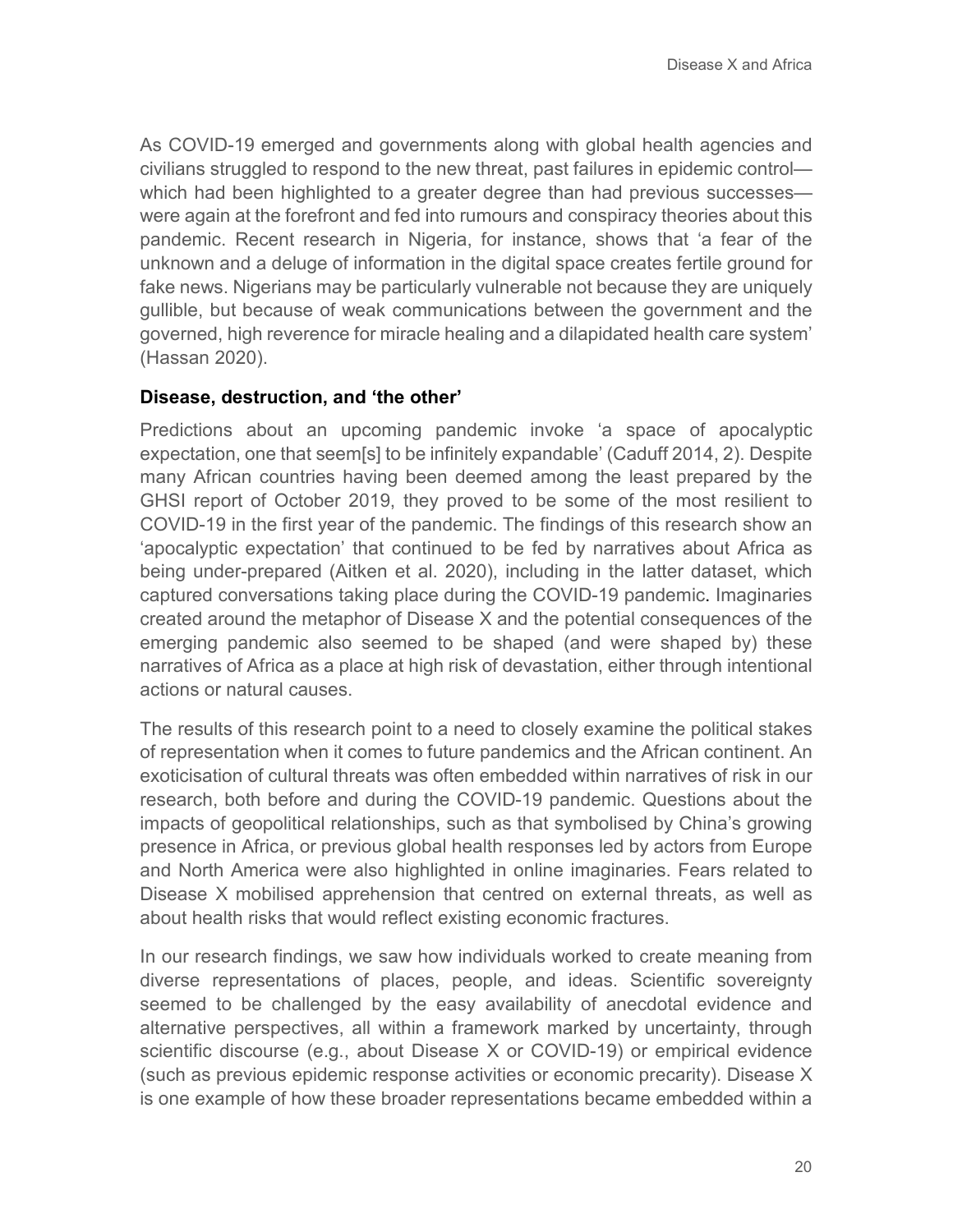As COVID-19 emerged and governments along with global health agencies and civilians struggled to respond to the new threat, past failures in epidemic control—which had been highlighted to a greater degree than had previous successes—were again at the forefront and fed into rumours and conspiracy theories about this pandemic. Recent research in Nigeria, for instance, shows that 'a fear of the unknown and a deluge of information in the digital space creates fertile ground for fake news. Nigerians may be particularly vulnerable not because they are uniquely gullible, but because of weak communications between the government and the governed, high reverence for miracle healing and a dilapidated health care system' (Hassan 2020).

### Disease, destruction, and 'the other'

Predictions about an upcoming pandemic invoke 'a space of apocalyptic expectation, one that seem[s] to be infinitely expandable' (Caduff 2014, 2). Despite many African countries having been deemed among the least prepared by the GHSI report of October 2019, they proved to be some of the most resilient to COVID-19 in the first year of the pandemic. The findings of this research show an 'apocalyptic expectation' that continued to be fed by narratives about Africa as being under-prepared (Aitken et al. 2020), including in the latter dataset, which captured conversations taking place during the COVID-19 pandemic. Imaginaries created around the metaphor of Disease X and the potential consequences of the emerging pandemic also seemed to be shaped (and were shaped by) these narratives of Africa as a place at high risk of devastation, either through intentional actions or natural causes.

The results of this research point to a need to closely examine the political stakes of representation when it comes to future pandemics and the African continent. An exoticisation of cultural threats was often embedded within narratives of risk in our research, both before and during the COVID-19 pandemic. Questions about the impacts of geopolitical relationships, such as that symbolised by China's growing presence in Africa, or previous global health responses led by actors from Europe and North America were also highlighted in online imaginaries. Fears related to Disease X mobilised apprehension that centred on external threats, as well as about health risks that would reflect existing economic fractures.

In our research findings, we saw how individuals worked to create meaning from diverse representations of places, people, and ideas. Scientific sovereignty seemed to be challenged by the easy availability of anecdotal evidence and alternative perspectives, all within a framework marked by uncertainty, through scientific discourse (e.g., about Disease X or COVID-19) or empirical evidence (such as previous epidemic response activities or economic precarity). Disease X is one example of how these broader representations became embedded within a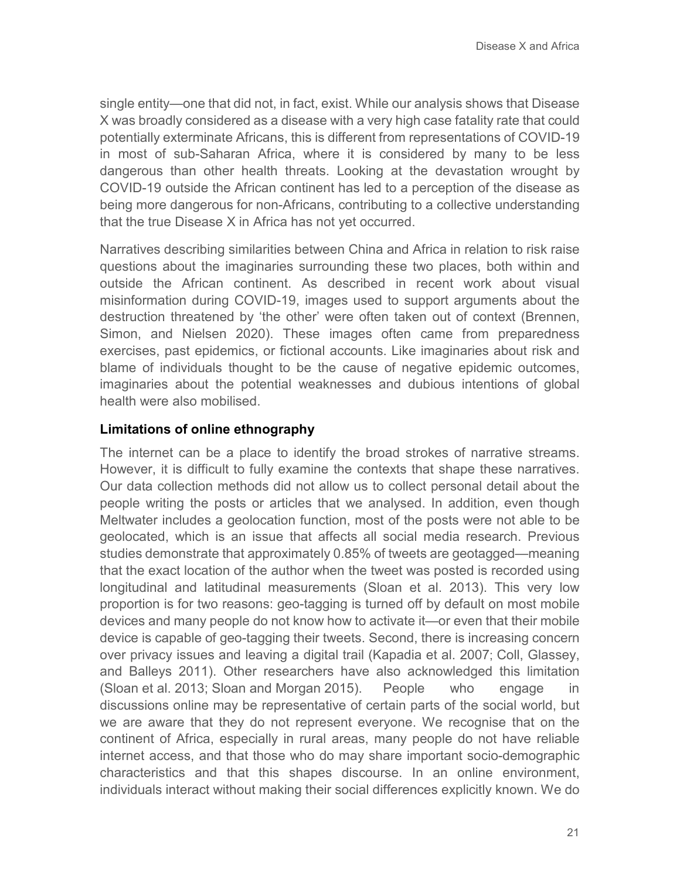single entity—one that did not, in fact, exist. While our analysis shows that Disease X was broadly considered as a disease with a very high case fatality rate that could potentially exterminate Africans, this is different from representations of COVID-19 in most of sub-Saharan Africa, where it is considered by many to be less dangerous than other health threats. Looking at the devastation wrought by COVID-19 outside the African continent has led to a perception of the disease as being more dangerous for non-Africans, contributing to a collective understanding that the true Disease X in Africa has not yet occurred.

Narratives describing similarities between China and Africa in relation to risk raise questions about the imaginaries surrounding these two places, both within and outside the African continent. As described in recent work about visual misinformation during COVID-19, images used to support arguments about the destruction threatened by 'the other' were often taken out of context (Brennen, Simon, and Nielsen 2020). These images often came from preparedness exercises, past epidemics, or fictional accounts. Like imaginaries about risk and blame of individuals thought to be the cause of negative epidemic outcomes, imaginaries about the potential weaknesses and dubious intentions of global health were also mobilised.

### Limitations of online ethnography

The internet can be a place to identify the broad strokes of narrative streams. However, it is difficult to fully examine the contexts that shape these narratives. Our data collection methods did not allow us to collect personal detail about the people writing the posts or articles that we analysed. In addition, even though Meltwater includes a geolocation function, most of the posts were not able to be geolocated, which is an issue that affects all social media research. Previous studies demonstrate that approximately 0.85% of tweets are geotagged—meaning that the exact location of the author when the tweet was posted is recorded using longitudinal and latitudinal measurements (Sloan et al. 2013). This very low proportion is for two reasons: geo-tagging is turned off by default on most mobile devices and many people do not know how to activate it—or even that their mobile device is capable of geo-tagging their tweets. Second, there is increasing concern over privacy issues and leaving a digital trail (Kapadia et al. 2007; Coll, Glassey, and Balleys 2011). Other researchers have also acknowledged this limitation (Sloan et al. 2013; Sloan and Morgan 2015). People who engage in discussions online may be representative of certain parts of the social world, but we are aware that they do not represent everyone. We recognise that on the continent of Africa, especially in rural areas, many people do not have reliable internet access, and that those who do may share important socio-demographic characteristics and that this shapes discourse. In an online environment, individuals interact without making their social differences explicitly known. We do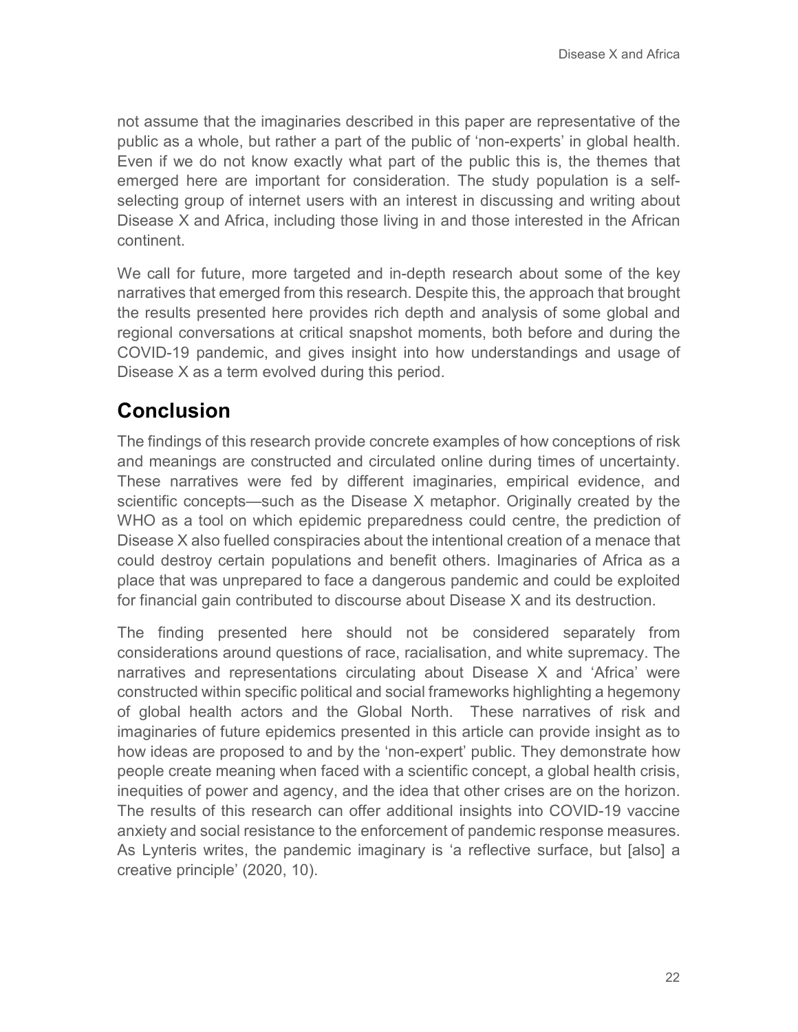not assume that the imaginaries described in this paper are representative of the public as a whole, but rather a part of the public of 'non-experts' in global health. Even if we do not know exactly what part of the public this is, the themes that emerged here are important for consideration. The study population is a self-selecting group of internet users with an interest in discussing and writing about Disease X and Africa, including those living in and those interested in the African continent.

We call for future, more targeted and in-depth research about some of the key narratives that emerged from this research. Despite this, the approach that brought the results presented here provides rich depth and analysis of some global and regional conversations at critical snapshot moments, both before and during the COVID-19 pandemic, and gives insight into how understandings and usage of Disease X as a term evolved during this period.

## Conclusion

The findings of this research provide concrete examples of how conceptions of risk and meanings are constructed and circulated online during times of uncertainty. These narratives were fed by different imaginaries, empirical evidence, and scientific concepts—such as the Disease X metaphor. Originally created by the WHO as a tool on which epidemic preparedness could centre, the prediction of Disease X also fuelled conspiracies about the intentional creation of a menace that could destroy certain populations and benefit others. Imaginaries of Africa as a place that was unprepared to face a dangerous pandemic and could be exploited for financial gain contributed to discourse about Disease X and its destruction.

The finding presented here should not be considered separately from considerations around questions of race, racialisation, and white supremacy. The narratives and representations circulating about Disease X and 'Africa' were constructed within specific political and social frameworks highlighting a hegemony of global health actors and the Global North. These narratives of risk and imaginaries of future epidemics presented in this article can provide insight as to how ideas are proposed to and by the 'non-expert' public. They demonstrate how people create meaning when faced with a scientific concept, a global health crisis, inequities of power and agency, and the idea that other crises are on the horizon. The results of this research can offer additional insights into COVID-19 vaccine anxiety and social resistance to the enforcement of pandemic response measures. As Lynteris writes, the pandemic imaginary is 'a reflective surface, but [also] a creative principle' (2020, 10).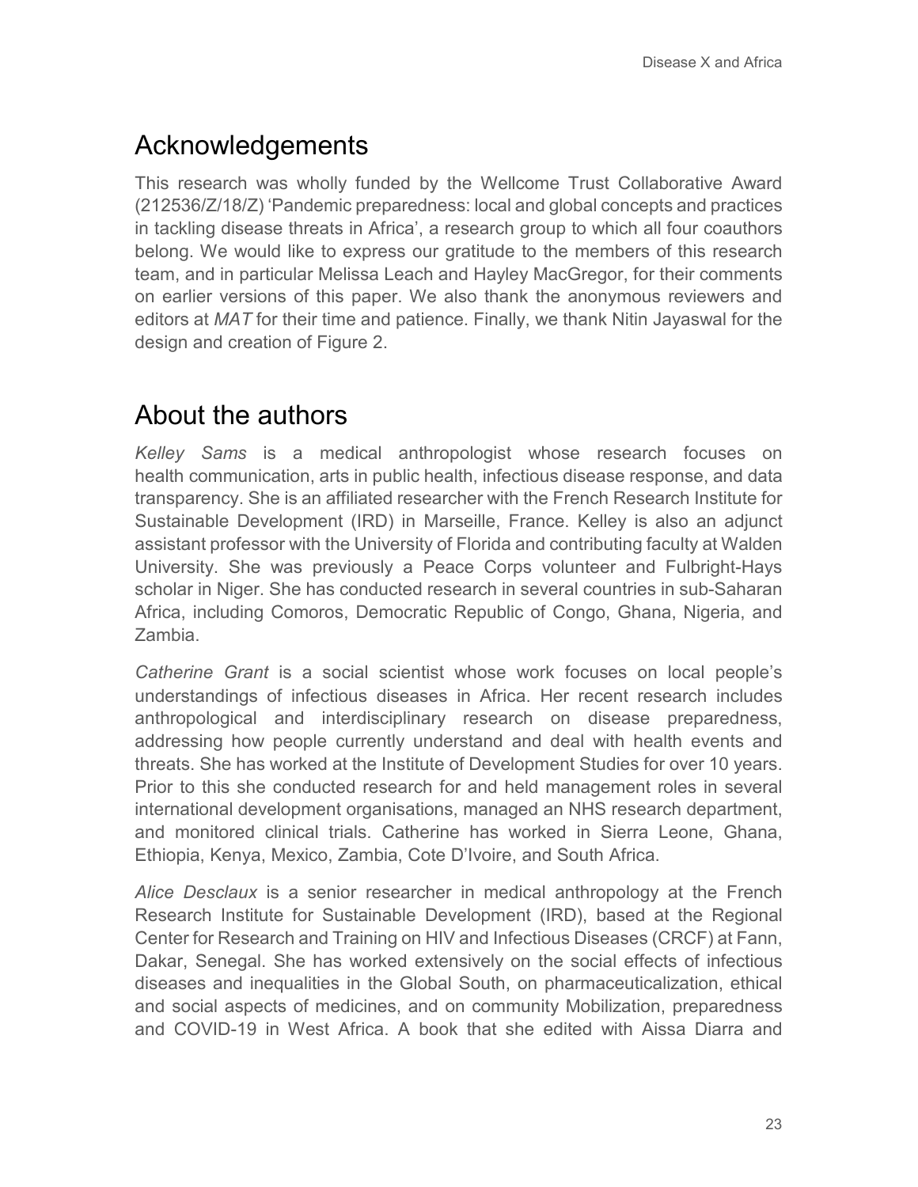## Acknowledgements

This research was wholly funded by the Wellcome Trust Collaborative Award (212536/Z/18/Z) 'Pandemic preparedness: local and global concepts and practices in tackling disease threats in Africa', a research group to which all four coauthors belong. We would like to express our gratitude to the members of this research team, and in particular Melissa Leach and Hayley MacGregor, for their comments on earlier versions of this paper. We also thank the anonymous reviewers and editors at *MAT* for their time and patience. Finally, we thank Nitin Jayaswal for the design and creation of Figure 2.

## About the authors

*Kelley Sams* is a medical anthropologist whose research focuses on health communication, arts in public health, infectious disease response, and data transparency. She is an affiliated researcher with the French Research Institute for Sustainable Development (IRD) in Marseille, France. Kelley is also an adjunct assistant professor with the University of Florida and contributing faculty at Walden University. She was previously a Peace Corps volunteer and Fulbright-Hays scholar in Niger. She has conducted research in several countries in sub-Saharan Africa, including Comoros, Democratic Republic of Congo, Ghana, Nigeria, and Zambia.

*Catherine Grant* is a social scientist whose work focuses on local people's understandings of infectious diseases in Africa. Her recent research includes anthropological and interdisciplinary research on disease preparedness, addressing how people currently understand and deal with health events and threats. She has worked at the Institute of Development Studies for over 10 years. Prior to this she conducted research for and held management roles in several international development organisations, managed an NHS research department, and monitored clinical trials. Catherine has worked in Sierra Leone, Ghana, Ethiopia, Kenya, Mexico, Zambia, Cote D'Ivoire, and South Africa.

*Alice Desclaux* is a senior researcher in medical anthropology at the French Research Institute for Sustainable Development (IRD), based at the Regional Center for Research and Training on HIV and Infectious Diseases (CRCF) at Fann, Dakar, Senegal. She has worked extensively on the social effects of infectious diseases and inequalities in the Global South, on pharmaceuticalization, ethical and social aspects of medicines, and on community Mobilization, preparedness and COVID-19 in West Africa. A book that she edited with Aissa Diarra and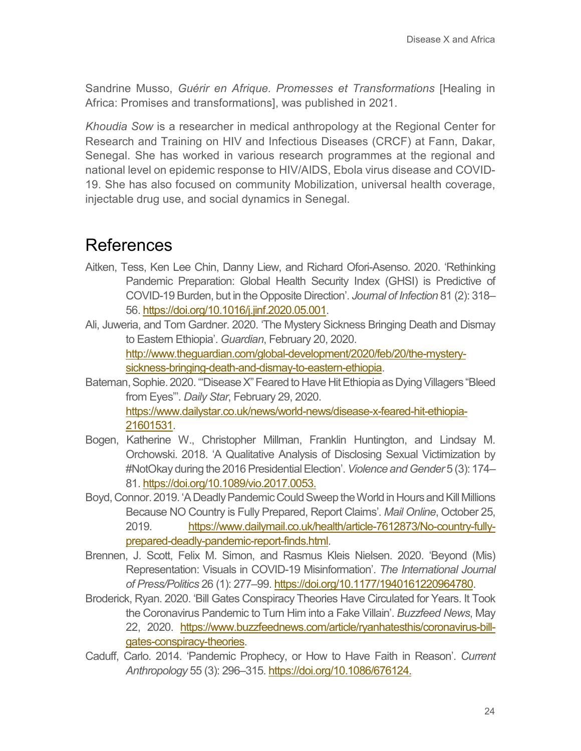Sandrine Musso, *Guérir en Afrique. Promesses et Transformations* [Healing in Africa: Promises and transformations], was published in 2021.

*Khoudia Sow* is a researcher in medical anthropology at the Regional Center for Research and Training on HIV and Infectious Diseases (CRCF) at Fann, Dakar, Senegal. She has worked in various research programmes at the regional and national level on epidemic response to HIV/AIDS, Ebola virus disease and COVID-19. She has also focused on community Mobilization, universal health coverage, injectable drug use, and social dynamics in Senegal.

# References

Aitken, Tess, Ken Lee Chin, Danny Liew, and Richard Ofori-Asenso. 2020. 'Rethinking Pandemic Preparation: Global Health Security Index (GHSI) is Predictive of COVID-19 Burden, but in the Opposite Direction'. *Journal of Infection* 81 (2): 318–56. https://doi.org/10.1016/j.jinf.2020.05.001.

Ali, Juweria, and Tom Gardner. 2020. 'The Mystery Sickness Bringing Death and Dismay to Eastern Ethiopia'. *Guardian*, February 20, 2020. http://www.theguardian.com/global-development/2020/feb/20/the-mystery-sickness-bringing-death-and-dismay-to-eastern-ethiopia.

Bateman, Sophie. 2020. '"Disease X" Feared to Have Hit Ethiopia as Dying Villagers "Bleed from Eyes"'. *Daily Star*, February 29, 2020. https://www.dailystar.co.uk/news/world-news/disease-x-feared-hit-ethiopia-21601531.

Bogen, Katherine W., Christopher Millman, Franklin Huntington, and Lindsay M. Orchowski. 2018. 'A Qualitative Analysis of Disclosing Sexual Victimization by #NotOkay during the 2016 Presidential Election'. *Violence and Gender* 5 (3): 174–81. https://doi.org/10.1089/vio.2017.0053.

Boyd, Connor. 2019. 'A Deadly Pandemic Could Sweep the World in Hours and Kill Millions Because NO Country is Fully Prepared, Report Claims'. *Mail Online*, October 25, 2019. https://www.dailymail.co.uk/health/article-7612873/No-country-fully-prepared-deadly-pandemic-report-finds.html.

Brennen, J. Scott, Felix M. Simon, and Rasmus Kleis Nielsen. 2020. 'Beyond (Mis) Representation: Visuals in COVID-19 Misinformation'. *The International Journal of Press/Politics* 26 (1): 277–99. https://doi.org/10.1177/1940161220964780.

Broderick, Ryan. 2020. 'Bill Gates Conspiracy Theories Have Circulated for Years. It Took the Coronavirus Pandemic to Turn Him into a Fake Villain'. *Buzzfeed News*, May 22, 2020. https://www.buzzfeednews.com/article/ryanhatesthis/coronavirus-bill-gates-conspiracy-theories.

Caduff, Carlo. 2014. 'Pandemic Prophecy, or How to Have Faith in Reason'. *Current Anthropology* 55 (3): 296–315. https://doi.org/10.1086/676124.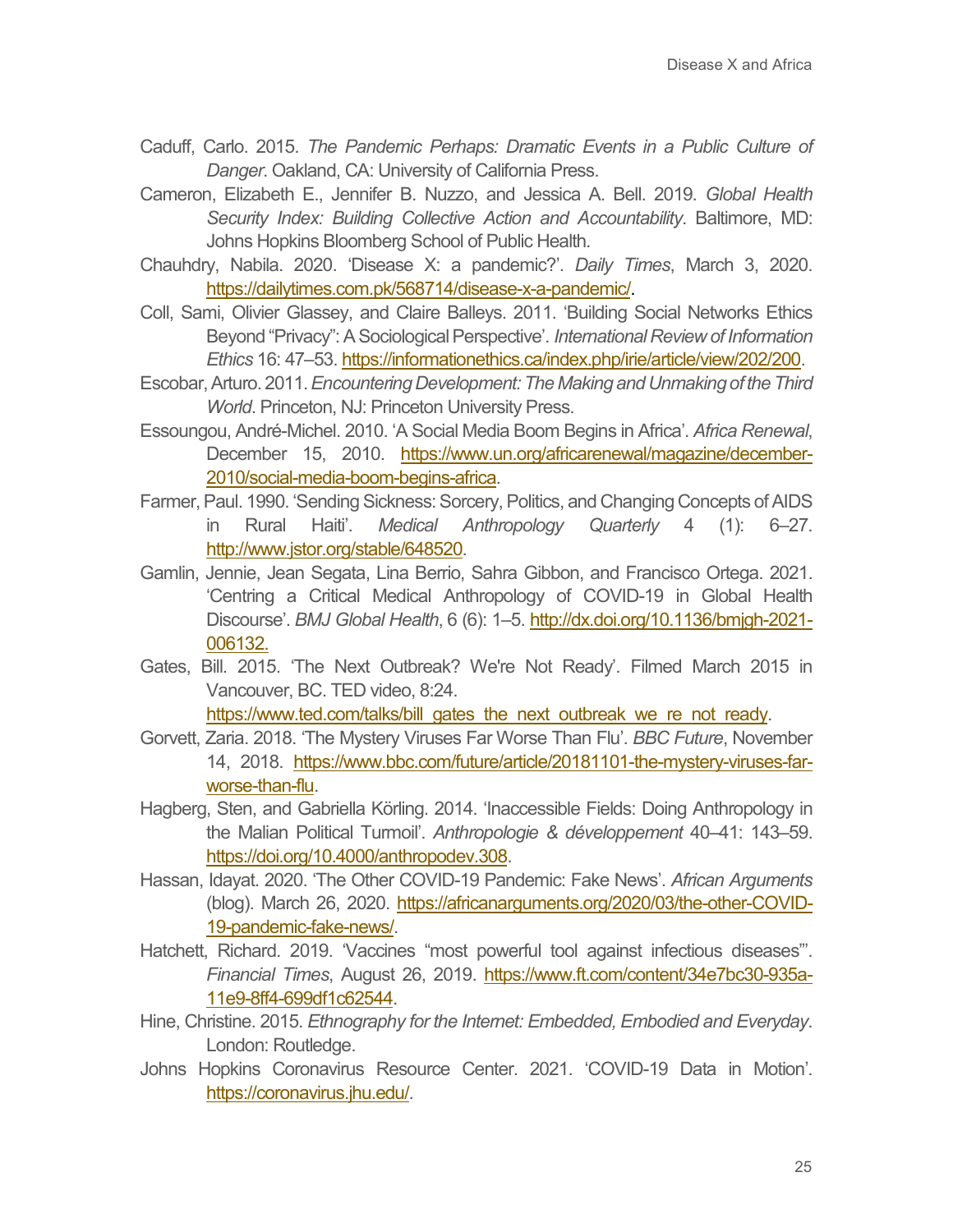Caduff, Carlo. 2015. *The Pandemic Perhaps: Dramatic Events in a Public Culture of Danger*. Oakland, CA: University of California Press.

Cameron, Elizabeth E., Jennifer B. Nuzzo, and Jessica A. Bell. 2019. *Global Health Security Index: Building Collective Action and Accountability*. Baltimore, MD: Johns Hopkins Bloomberg School of Public Health.

Chauhdry, Nabila. 2020. 'Disease X: a pandemic?'. *Daily Times*, March 3, 2020. https://dailytimes.com.pk/568714/disease-x-a-pandemic/.

Coll, Sami, Olivier Glassey, and Claire Balleys. 2011. 'Building Social Networks Ethics Beyond "Privacy": A Sociological Perspective'. *International Review of Information Ethics* 16: 47–53. https://informationethics.ca/index.php/irie/article/view/202/200.

Escobar, Arturo. 2011. *Encountering Development: The Making and Unmaking of the Third World*. Princeton, NJ: Princeton University Press.

Essoungou, André-Michel. 2010. 'A Social Media Boom Begins in Africa'. *Africa Renewal*, December 15, 2010. https://www.un.org/africarenewal/magazine/december-2010/social-media-boom-begins-africa.

Farmer, Paul. 1990. 'Sending Sickness: Sorcery, Politics, and Changing Concepts of AIDS in Rural Haiti'. *Medical Anthropology Quarterly* 4 (1): 6–27. http://www.jstor.org/stable/648520.

Gamlin, Jennie, Jean Segata, Lina Berrio, Sahra Gibbon, and Francisco Ortega. 2021. 'Centring a Critical Medical Anthropology of COVID-19 in Global Health Discourse'. *BMJ Global Health*, 6 (6): 1–5. http://dx.doi.org/10.1136/bmjgh-2021-006132.

Gates, Bill. 2015. 'The Next Outbreak? We're Not Ready'. Filmed March 2015 in Vancouver, BC. TED video, 8:24. https://www.ted.com/talks/bill_gates_the_next_outbreak_we_re_not_ready.

Gorvett, Zaria. 2018. 'The Mystery Viruses Far Worse Than Flu'. *BBC Future*, November 14, 2018. https://www.bbc.com/future/article/20181101-the-mystery-viruses-far-worse-than-flu.

Hagberg, Sten, and Gabriella Körling. 2014. 'Inaccessible Fields: Doing Anthropology in the Malian Political Turmoil'. *Anthropologie & développement* 40–41: 143–59. https://doi.org/10.4000/anthropodev.308.

Hassan, Idayat. 2020. 'The Other COVID-19 Pandemic: Fake News'. *African Arguments* (blog). March 26, 2020. https://africanarguments.org/2020/03/the-other-COVID-19-pandemic-fake-news/.

Hatchett, Richard. 2019. 'Vaccines "most powerful tool against infectious diseases"'. *Financial Times*, August 26, 2019. https://www.ft.com/content/34e7bc30-935a-11e9-8ff4-699df1c62544.

Hine, Christine. 2015. *Ethnography for the Internet: Embedded, Embodied and Everyday*. London: Routledge.

Johns Hopkins Coronavirus Resource Center. 2021. 'COVID-19 Data in Motion'. https://coronavirus.jhu.edu/.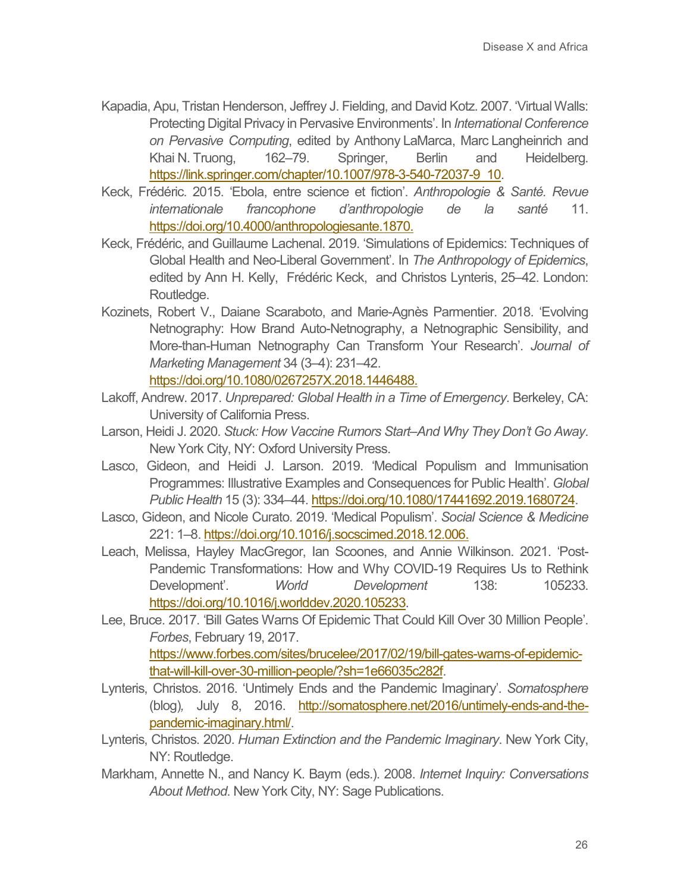Kapadia, Apu, Tristan Henderson, Jeffrey J. Fielding, and David Kotz. 2007. 'Virtual Walls: Protecting Digital Privacy in Pervasive Environments'. In *International Conference on Pervasive Computing*, edited by Anthony LaMarca, Marc Langheinrich and Khai N. Truong, 162–79. Springer, Berlin and Heidelberg. https://link.springer.com/chapter/10.1007/978-3-540-72037-9_10.

Keck, Frédéric. 2015. 'Ebola, entre science et fiction'. *Anthropologie & Santé. Revue internationale francophone d'anthropologie de la santé* 11. https://doi.org/10.4000/anthropologiesante.1870.

Keck, Frédéric, and Guillaume Lachenal. 2019. 'Simulations of Epidemics: Techniques of Global Health and Neo-Liberal Government'. In *The Anthropology of Epidemics*, edited by Ann H. Kelly, Frédéric Keck, and Christos Lynteris, 25–42. London: Routledge.

Kozinets, Robert V., Daiane Scaraboto, and Marie-Agnès Parmentier. 2018. 'Evolving Netnography: How Brand Auto-Netnography, a Netnographic Sensibility, and More-than-Human Netnography Can Transform Your Research'. *Journal of Marketing Management* 34 (3–4): 231–42. https://doi.org/10.1080/0267257X.2018.1446488.

Lakoff, Andrew. 2017. *Unprepared: Global Health in a Time of Emergency*. Berkeley, CA: University of California Press.

Larson, Heidi J. 2020. *Stuck: How Vaccine Rumors Start–And Why They Don't Go Away*. New York City, NY: Oxford University Press.

Lasco, Gideon, and Heidi J. Larson. 2019. 'Medical Populism and Immunisation Programmes: Illustrative Examples and Consequences for Public Health'. *Global Public Health* 15 (3): 334–44. https://doi.org/10.1080/17441692.2019.1680724.

Lasco, Gideon, and Nicole Curato. 2019. 'Medical Populism'. *Social Science & Medicine* 221: 1–8. https://doi.org/10.1016/j.socscimed.2018.12.006.

Leach, Melissa, Hayley MacGregor, Ian Scoones, and Annie Wilkinson. 2021. 'Post-Pandemic Transformations: How and Why COVID-19 Requires Us to Rethink Development'. *World Development* 138: 105233. https://doi.org/10.1016/j.worlddev.2020.105233.

Lee, Bruce. 2017. 'Bill Gates Warns Of Epidemic That Could Kill Over 30 Million People'. *Forbes*, February 19, 2017. https://www.forbes.com/sites/brucelee/2017/02/19/bill-gates-warns-of-epidemic-that-will-kill-over-30-million-people/?sh=1e66035c282f.

Lynteris, Christos. 2016. 'Untimely Ends and the Pandemic Imaginary'. *Somatosphere* (blog), July 8, 2016. http://somatosphere.net/2016/untimely-ends-and-the-pandemic-imaginary.html/.

Lynteris, Christos. 2020. *Human Extinction and the Pandemic Imaginary*. New York City, NY: Routledge.

Markham, Annette N., and Nancy K. Baym (eds.). 2008. *Internet Inquiry: Conversations About Method*. New York City, NY: Sage Publications.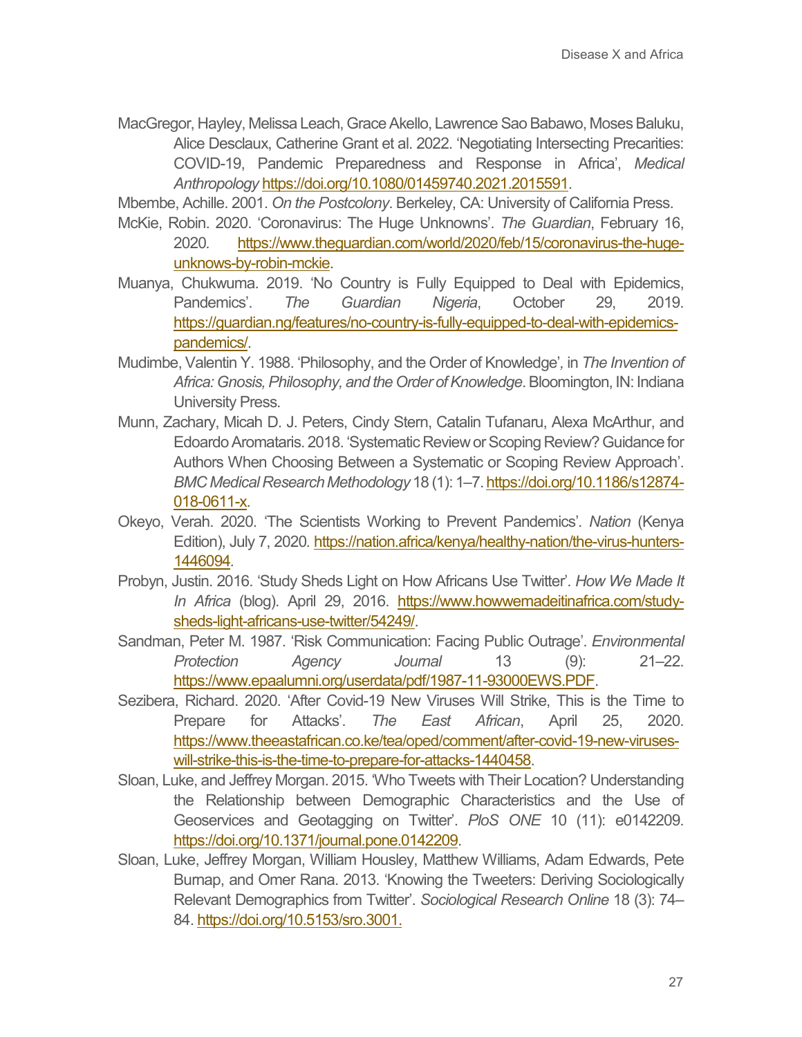MacGregor, Hayley, Melissa Leach, Grace Akello, Lawrence Sao Babawo, Moses Baluku, Alice Desclaux, Catherine Grant et al. 2022. 'Negotiating Intersecting Precarities: COVID-19, Pandemic Preparedness and Response in Africa', *Medical Anthropology* https://doi.org/10.1080/01459740.2021.2015591.

Mbembe, Achille. 2001. *On the Postcolony*. Berkeley, CA: University of California Press.

McKie, Robin. 2020. 'Coronavirus: The Huge Unknowns'. *The Guardian*, February 16, 2020. https://www.theguardian.com/world/2020/feb/15/coronavirus-the-huge-unknows-by-robin-mckie.

Muanya, Chukwuma. 2019. 'No Country is Fully Equipped to Deal with Epidemics, Pandemics'. *The Guardian Nigeria*, October 29, 2019. https://guardian.ng/features/no-country-is-fully-equipped-to-deal-with-epidemics-pandemics/.

Mudimbe, Valentin Y. 1988. 'Philosophy, and the Order of Knowledge', in *The Invention of Africa: Gnosis, Philosophy, and the Order of Knowledge*. Bloomington, IN: Indiana University Press.

Munn, Zachary, Micah D. J. Peters, Cindy Stern, Catalin Tufanaru, Alexa McArthur, and Edoardo Aromataris. 2018. 'Systematic Review or Scoping Review? Guidance for Authors When Choosing Between a Systematic or Scoping Review Approach'. *BMC Medical Research Methodology* 18 (1): 1–7. https://doi.org/10.1186/s12874-018-0611-x.

Okeyo, Verah. 2020. 'The Scientists Working to Prevent Pandemics'. *Nation* (Kenya Edition), July 7, 2020. https://nation.africa/kenya/healthy-nation/the-virus-hunters-1446094.

Probyn, Justin. 2016. 'Study Sheds Light on How Africans Use Twitter'. *How We Made It In Africa* (blog). April 29, 2016. https://www.howwemadeitinafrica.com/study-sheds-light-africans-use-twitter/54249/.

Sandman, Peter M. 1987. 'Risk Communication: Facing Public Outrage'. *Environmental Protection Agency Journal* 13 (9): 21–22. https://www.epaalumni.org/userdata/pdf/1987-11-93000EWS.PDF.

Sezibera, Richard. 2020. 'After Covid-19 New Viruses Will Strike, This is the Time to Prepare for Attacks'. *The East African*, April 25, 2020. https://www.theeastafrican.co.ke/tea/oped/comment/after-covid-19-new-viruses-will-strike-this-is-the-time-to-prepare-for-attacks-1440458.

Sloan, Luke, and Jeffrey Morgan. 2015. 'Who Tweets with Their Location? Understanding the Relationship between Demographic Characteristics and the Use of Geoservices and Geotagging on Twitter'. *PloS ONE* 10 (11): e0142209. https://doi.org/10.1371/journal.pone.0142209.

Sloan, Luke, Jeffrey Morgan, William Housley, Matthew Williams, Adam Edwards, Pete Burnap, and Omer Rana. 2013. 'Knowing the Tweeters: Deriving Sociologically Relevant Demographics from Twitter'. *Sociological Research Online* 18 (3): 74–84. https://doi.org/10.5153/sro.3001.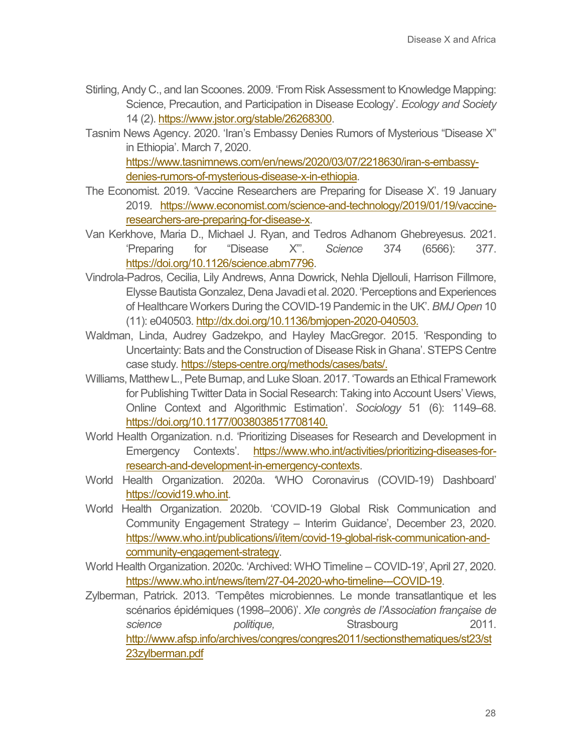Stirling, Andy C., and Ian Scoones. 2009. 'From Risk Assessment to Knowledge Mapping: Science, Precaution, and Participation in Disease Ecology'. *Ecology and Society* 14 (2). https://www.jstor.org/stable/26268300.

Tasnim News Agency. 2020. 'Iran's Embassy Denies Rumors of Mysterious "Disease X" in Ethiopia'. March 7, 2020. https://www.tasnimnews.com/en/news/2020/03/07/2218630/iran-s-embassy-denies-rumors-of-mysterious-disease-x-in-ethiopia.

The Economist. 2019. 'Vaccine Researchers are Preparing for Disease X'. 19 January 2019. https://www.economist.com/science-and-technology/2019/01/19/vaccine-researchers-are-preparing-for-disease-x.

Van Kerkhove, Maria D., Michael J. Ryan, and Tedros Adhanom Ghebreyesus. 2021. 'Preparing for "Disease X"'. *Science* 374 (6566): 377. https://doi.org/10.1126/science.abm7796.

Vindrola-Padros, Cecilia, Lily Andrews, Anna Dowrick, Nehla Djellouli, Harrison Fillmore, Elysse Bautista Gonzalez, Dena Javadi et al. 2020. 'Perceptions and Experiences of Healthcare Workers During the COVID-19 Pandemic in the UK'. *BMJ Open* 10 (11): e040503. http://dx.doi.org/10.1136/bmjopen-2020-040503.

Waldman, Linda, Audrey Gadzekpo, and Hayley MacGregor. 2015. 'Responding to Uncertainty: Bats and the Construction of Disease Risk in Ghana'. STEPS Centre case study. https://steps-centre.org/methods/cases/bats/.

Williams, Matthew L., Pete Burnap, and Luke Sloan. 2017. 'Towards an Ethical Framework for Publishing Twitter Data in Social Research: Taking into Account Users' Views, Online Context and Algorithmic Estimation'. *Sociology* 51 (6): 1149–68. https://doi.org/10.1177/0038038517708140.

World Health Organization. n.d. 'Prioritizing Diseases for Research and Development in Emergency Contexts'. https://www.who.int/activities/prioritizing-diseases-for-research-and-development-in-emergency-contexts.

World Health Organization. 2020a. 'WHO Coronavirus (COVID-19) Dashboard' https://covid19.who.int.

World Health Organization. 2020b. 'COVID-19 Global Risk Communication and Community Engagement Strategy – Interim Guidance', December 23, 2020. https://www.who.int/publications/i/item/covid-19-global-risk-communication-and-community-engagement-strategy.

World Health Organization. 2020c. 'Archived: WHO Timeline – COVID-19', April 27, 2020. https://www.who.int/news/item/27-04-2020-who-timeline---COVID-19.

Zylberman, Patrick. 2013. 'Tempêtes microbiennes. Le monde transatlantique et les scénarios épidémiques (1998–2006)'. *XIe congrès de l'Association française de science politique,* Strasbourg 2011. http://www.afsp.info/archives/congres/congres2011/sectionsthematiques/st23/st23zylberman.pdf